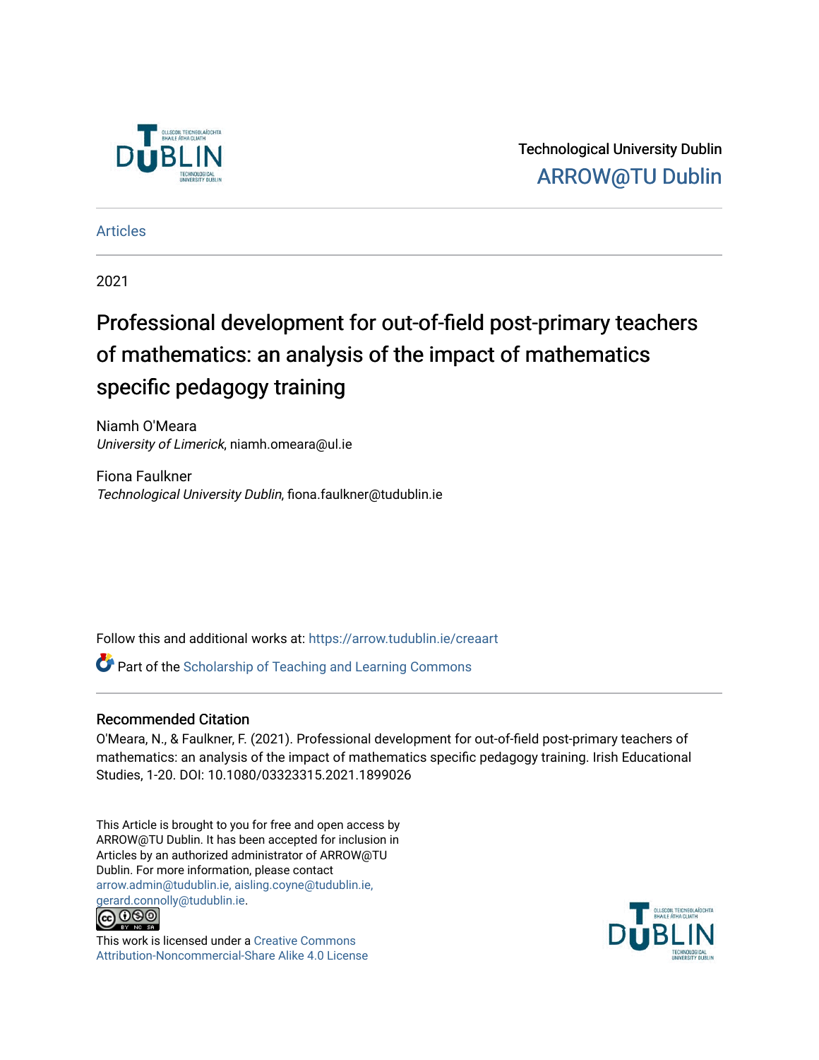Technological University Dublin
ARROW@TU Dublin

Articles

2021

# Professional development for out-of-field post-primary teachers of mathematics: an analysis of the impact of mathematics specific pedagogy training

Niamh O'Meara
*University of Limerick*, niamh.omeara@ul.ie

Fiona Faulkner
*Technological University Dublin*, fiona.faulkner@tudublin.ie

Follow this and additional works at: https://arrow.tudublin.ie/creaart

Part of the Scholarship of Teaching and Learning Commons

## Recommended Citation

O'Meara, N., & Faulkner, F. (2021). Professional development for out-of-field post-primary teachers of mathematics: an analysis of the impact of mathematics specific pedagogy training. Irish Educational Studies, 1-20. DOI: 10.1080/03323315.2021.1899026

This Article is brought to you for free and open access by ARROW@TU Dublin. It has been accepted for inclusion in Articles by an authorized administrator of ARROW@TU Dublin. For more information, please contact arrow.admin@tudublin.ie, aisling.coyne@tudublin.ie, gerard.connolly@tudublin.ie.

This work is licensed under a Creative Commons Attribution-Noncommercial-Share Alike 4.0 License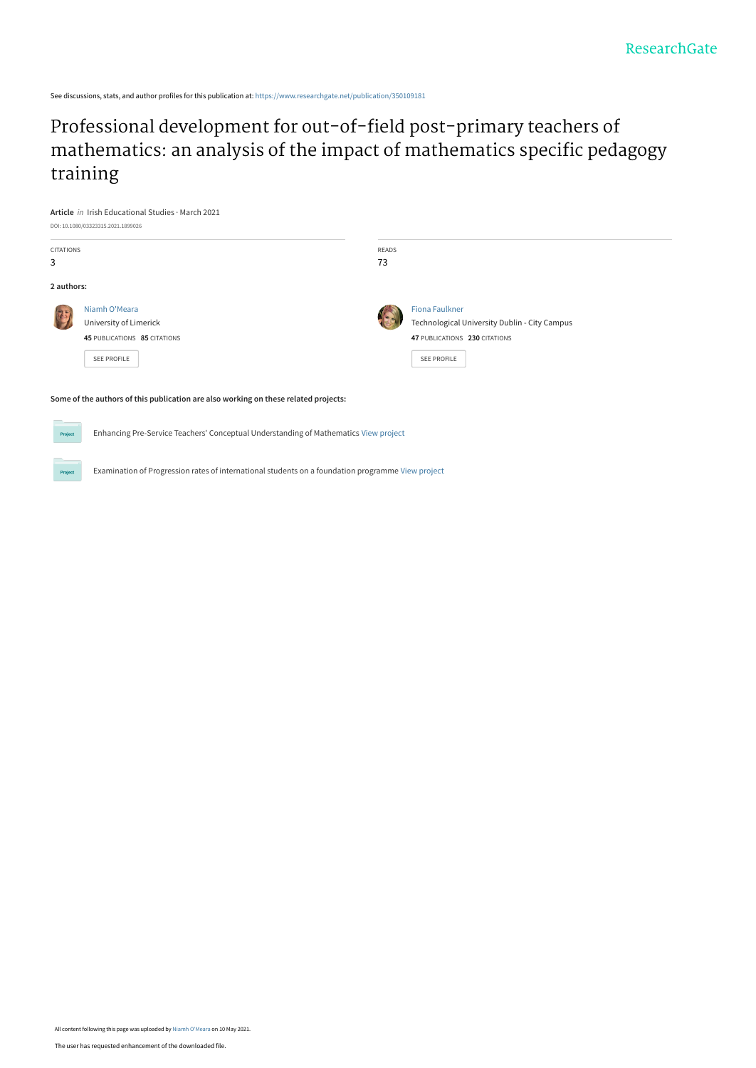See discussions, stats, and author profiles for this publication at: https://www.researchgate.net/publication/350109181

# Professional development for out-of-field post-primary teachers of mathematics: an analysis of the impact of mathematics specific pedagogy training

**Article** *in* Irish Educational Studies · March 2021

DOI: 10.1080/03323315.2021.1899026

| CITATIONS | READS |
| --- | --- |
| 3 | 73 |

**2 authors:**

Niamh O'Meara
University of Limerick
**45** PUBLICATIONS **85** CITATIONS
SEE PROFILE

Fiona Faulkner
Technological University Dublin - City Campus
**47** PUBLICATIONS **230** CITATIONS
SEE PROFILE

**Some of the authors of this publication are also working on these related projects:**

Project: Enhancing Pre-Service Teachers' Conceptual Understanding of Mathematics View project

Project: Examination of Progression rates of international students on a foundation programme View project

All content following this page was uploaded by Niamh O'Meara on 10 May 2021.

The user has requested enhancement of the downloaded file.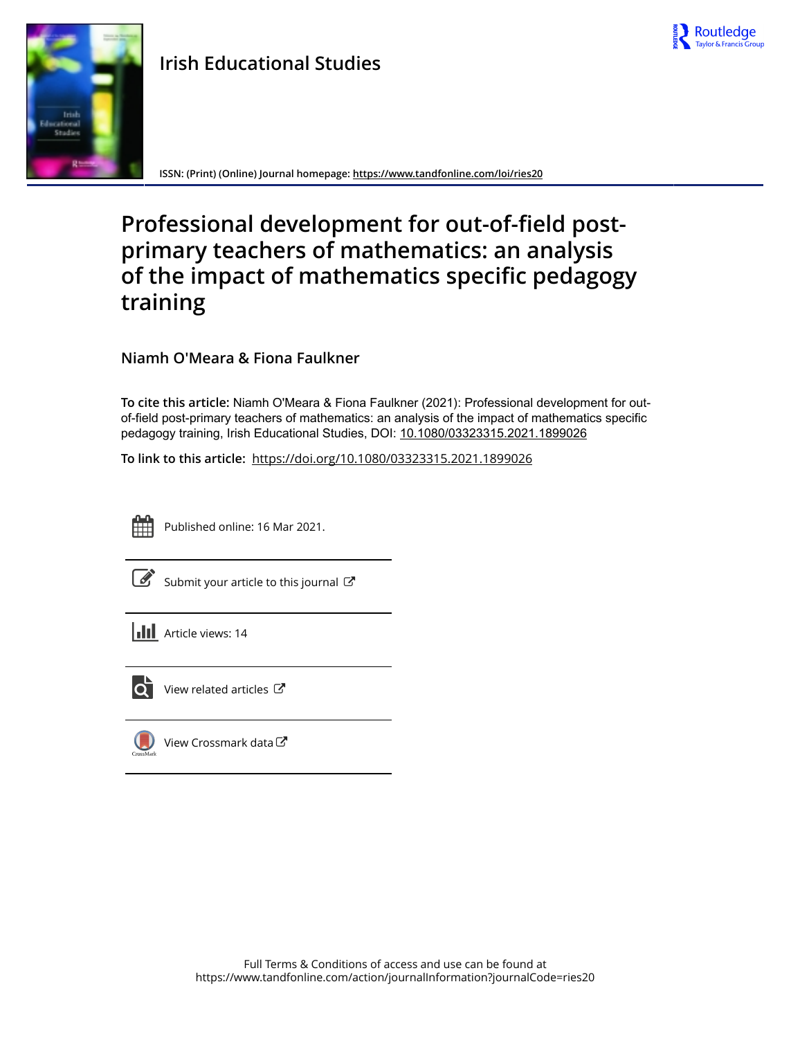# Irish Educational Studies

ISSN: (Print) (Online) Journal homepage: https://www.tandfonline.com/loi/ries20

# Professional development for out-of-field post-primary teachers of mathematics: an analysis of the impact of mathematics specific pedagogy training

**Niamh O'Meara & Fiona Faulkner**

**To cite this article:** Niamh O'Meara & Fiona Faulkner (2021): Professional development for out-of-field post-primary teachers of mathematics: an analysis of the impact of mathematics specific pedagogy training, Irish Educational Studies, DOI: 10.1080/03323315.2021.1899026

**To link to this article:** https://doi.org/10.1080/03323315.2021.1899026

Published online: 16 Mar 2021.

Submit your article to this journal

Article views: 14

View related articles

View Crossmark data

Full Terms & Conditions of access and use can be found at https://www.tandfonline.com/action/journalInformation?journalCode=ries20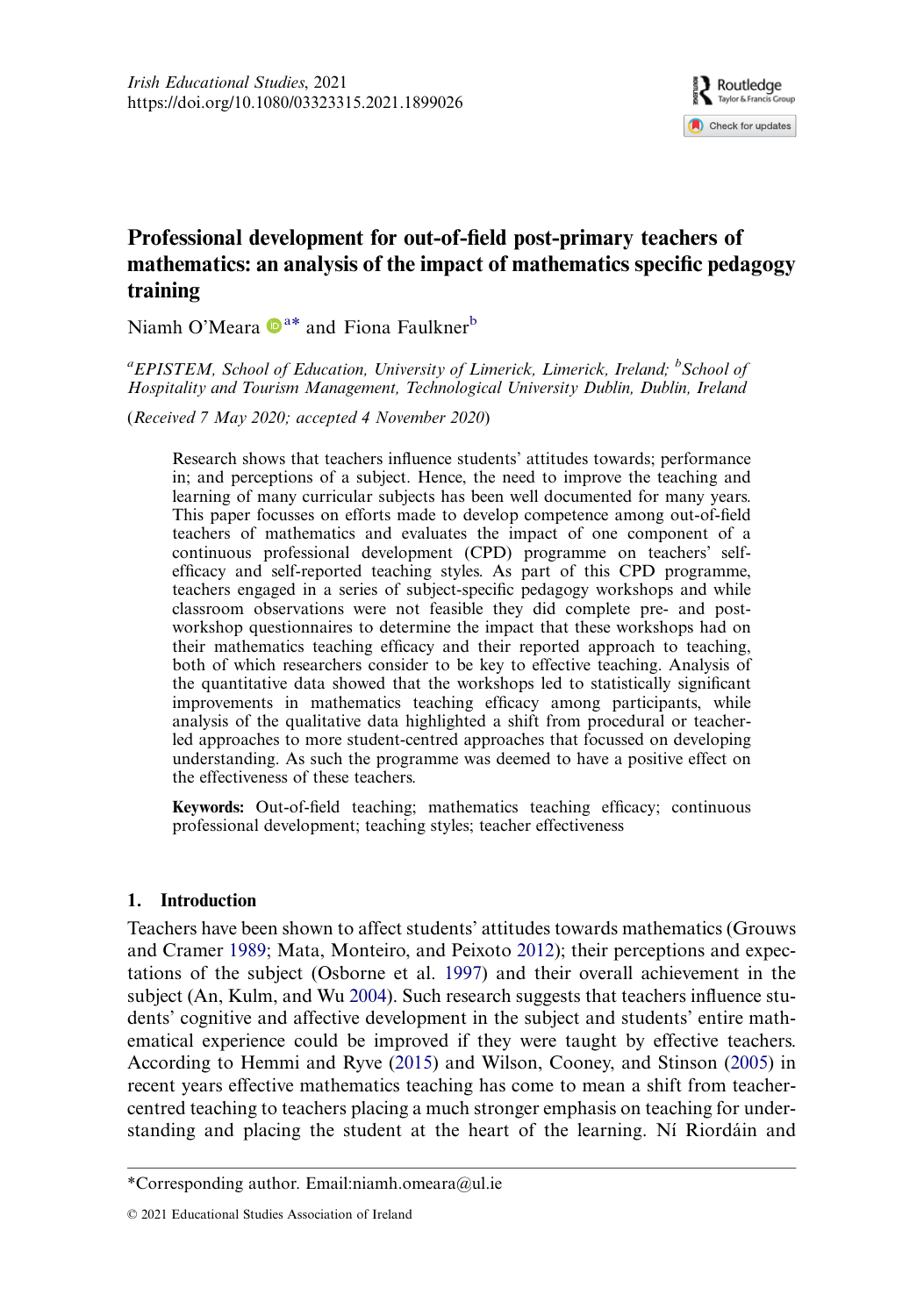Irish Educational Studies, 2021
https://doi.org/10.1080/03323315.2021.1899026

# Professional development for out-of-field post-primary teachers of mathematics: an analysis of the impact of mathematics specific pedagogy training

Niamh O'Meara [a]* and Fiona Faulkner [b]

[a]*EPISTEM, School of Education, University of Limerick, Limerick, Ireland;* [b]*School of Hospitality and Tourism Management, Technological University Dublin, Dublin, Ireland*

(*Received 7 May 2020; accepted 4 November 2020*)

Research shows that teachers influence students' attitudes towards; performance in; and perceptions of a subject. Hence, the need to improve the teaching and learning of many curricular subjects has been well documented for many years. This paper focusses on efforts made to develop competence among out-of-field teachers of mathematics and evaluates the impact of one component of a continuous professional development (CPD) programme on teachers' self-efficacy and self-reported teaching styles. As part of this CPD programme, teachers engaged in a series of subject-specific pedagogy workshops and while classroom observations were not feasible they did complete pre- and post-workshop questionnaires to determine the impact that these workshops had on their mathematics teaching efficacy and their reported approach to teaching, both of which researchers consider to be key to effective teaching. Analysis of the quantitative data showed that the workshops led to statistically significant improvements in mathematics teaching efficacy among participants, while analysis of the qualitative data highlighted a shift from procedural or teacher-led approaches to more student-centred approaches that focussed on developing understanding. As such the programme was deemed to have a positive effect on the effectiveness of these teachers.

**Keywords:** Out-of-field teaching; mathematics teaching efficacy; continuous professional development; teaching styles; teacher effectiveness

## 1. Introduction

Teachers have been shown to affect students' attitudes towards mathematics (Grouws and Cramer 1989; Mata, Monteiro, and Peixoto 2012); their perceptions and expectations of the subject (Osborne et al. 1997) and their overall achievement in the subject (An, Kulm, and Wu 2004). Such research suggests that teachers influence students' cognitive and affective development in the subject and students' entire mathematical experience could be improved if they were taught by effective teachers. According to Hemmi and Ryve (2015) and Wilson, Cooney, and Stinson (2005) in recent years effective mathematics teaching has come to mean a shift from teacher-centred teaching to teachers placing a much stronger emphasis on teaching for understanding and placing the student at the heart of the learning. Ní Riordáin and

*Corresponding author. Email:niamh.omeara@ul.ie

© 2021 Educational Studies Association of Ireland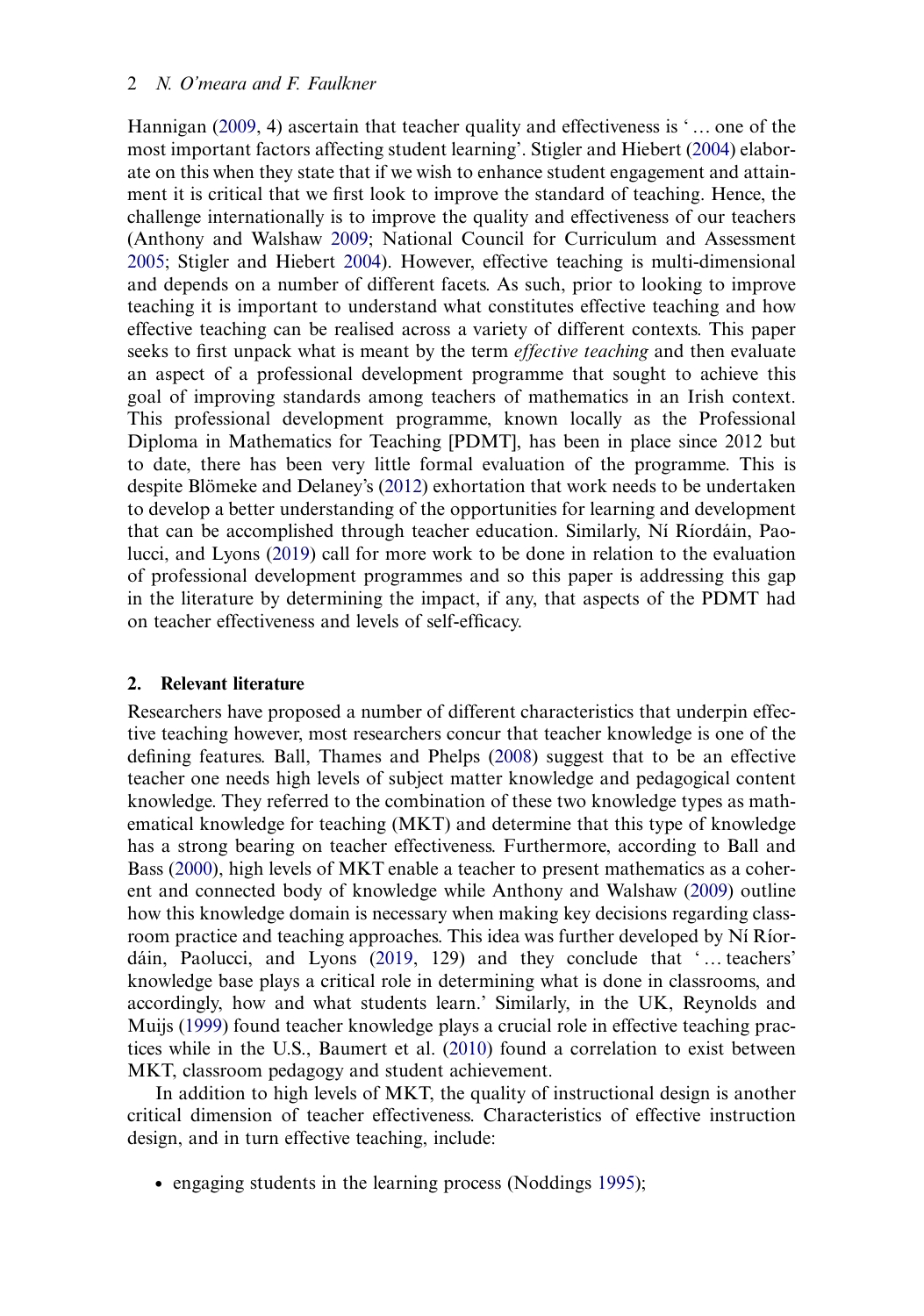Hannigan (2009, 4) ascertain that teacher quality and effectiveness is '… one of the most important factors affecting student learning'. Stigler and Hiebert (2004) elaborate on this when they state that if we wish to enhance student engagement and attainment it is critical that we first look to improve the standard of teaching. Hence, the challenge internationally is to improve the quality and effectiveness of our teachers (Anthony and Walshaw 2009; National Council for Curriculum and Assessment 2005; Stigler and Hiebert 2004). However, effective teaching is multi-dimensional and depends on a number of different facets. As such, prior to looking to improve teaching it is important to understand what constitutes effective teaching and how effective teaching can be realised across a variety of different contexts. This paper seeks to first unpack what is meant by the term *effective teaching* and then evaluate an aspect of a professional development programme that sought to achieve this goal of improving standards among teachers of mathematics in an Irish context. This professional development programme, known locally as the Professional Diploma in Mathematics for Teaching [PDMT], has been in place since 2012 but to date, there has been very little formal evaluation of the programme. This is despite Blömeke and Delaney's (2012) exhortation that work needs to be undertaken to develop a better understanding of the opportunities for learning and development that can be accomplished through teacher education. Similarly, Ní Ríordáin, Paolucci, and Lyons (2019) call for more work to be done in relation to the evaluation of professional development programmes and so this paper is addressing this gap in the literature by determining the impact, if any, that aspects of the PDMT had on teacher effectiveness and levels of self-efficacy.

## 2. Relevant literature

Researchers have proposed a number of different characteristics that underpin effective teaching however, most researchers concur that teacher knowledge is one of the defining features. Ball, Thames and Phelps (2008) suggest that to be an effective teacher one needs high levels of subject matter knowledge and pedagogical content knowledge. They referred to the combination of these two knowledge types as mathematical knowledge for teaching (MKT) and determine that this type of knowledge has a strong bearing on teacher effectiveness. Furthermore, according to Ball and Bass (2000), high levels of MKT enable a teacher to present mathematics as a coherent and connected body of knowledge while Anthony and Walshaw (2009) outline how this knowledge domain is necessary when making key decisions regarding classroom practice and teaching approaches. This idea was further developed by Ní Ríordáin, Paolucci, and Lyons (2019, 129) and they conclude that '… teachers' knowledge base plays a critical role in determining what is done in classrooms, and accordingly, how and what students learn.' Similarly, in the UK, Reynolds and Muijs (1999) found teacher knowledge plays a crucial role in effective teaching practices while in the U.S., Baumert et al. (2010) found a correlation to exist between MKT, classroom pedagogy and student achievement.

In addition to high levels of MKT, the quality of instructional design is another critical dimension of teacher effectiveness. Characteristics of effective instruction design, and in turn effective teaching, include:

- engaging students in the learning process (Noddings 1995);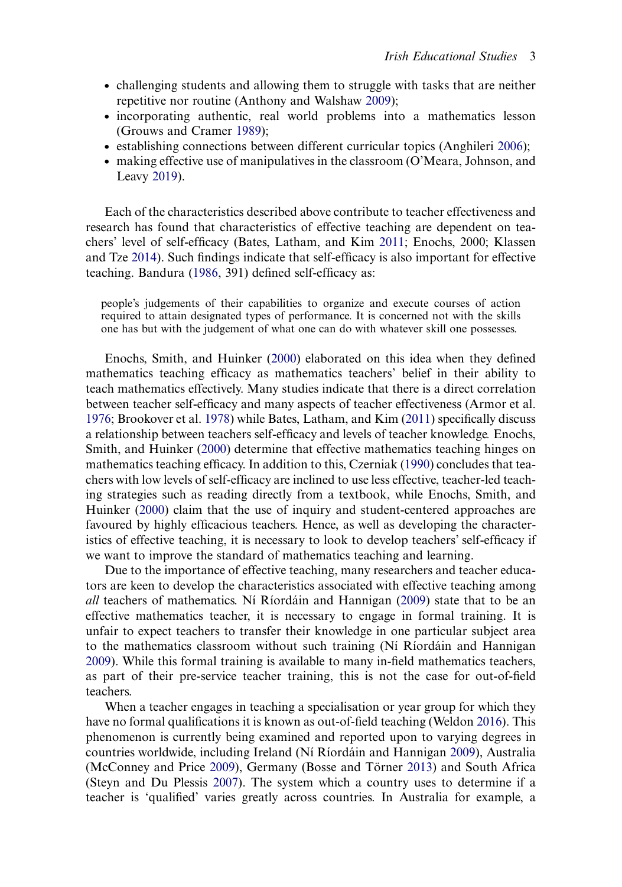- challenging students and allowing them to struggle with tasks that are neither repetitive nor routine (Anthony and Walshaw 2009);
- incorporating authentic, real world problems into a mathematics lesson (Grouws and Cramer 1989);
- establishing connections between different curricular topics (Anghileri 2006);
- making effective use of manipulatives in the classroom (O'Meara, Johnson, and Leavy 2019).

Each of the characteristics described above contribute to teacher effectiveness and research has found that characteristics of effective teaching are dependent on teachers' level of self-efficacy (Bates, Latham, and Kim 2011; Enochs, 2000; Klassen and Tze 2014). Such findings indicate that self-efficacy is also important for effective teaching. Bandura (1986, 391) defined self-efficacy as:

> people's judgements of their capabilities to organize and execute courses of action required to attain designated types of performance. It is concerned not with the skills one has but with the judgement of what one can do with whatever skill one possesses.

Enochs, Smith, and Huinker (2000) elaborated on this idea when they defined mathematics teaching efficacy as mathematics teachers' belief in their ability to teach mathematics effectively. Many studies indicate that there is a direct correlation between teacher self-efficacy and many aspects of teacher effectiveness (Armor et al. 1976; Brookover et al. 1978) while Bates, Latham, and Kim (2011) specifically discuss a relationship between teachers self-efficacy and levels of teacher knowledge. Enochs, Smith, and Huinker (2000) determine that effective mathematics teaching hinges on mathematics teaching efficacy. In addition to this, Czerniak (1990) concludes that teachers with low levels of self-efficacy are inclined to use less effective, teacher-led teaching strategies such as reading directly from a textbook, while Enochs, Smith, and Huinker (2000) claim that the use of inquiry and student-centered approaches are favoured by highly efficacious teachers. Hence, as well as developing the characteristics of effective teaching, it is necessary to look to develop teachers' self-efficacy if we want to improve the standard of mathematics teaching and learning.

Due to the importance of effective teaching, many researchers and teacher educators are keen to develop the characteristics associated with effective teaching among *all* teachers of mathematics. Ní Ríordáin and Hannigan (2009) state that to be an effective mathematics teacher, it is necessary to engage in formal training. It is unfair to expect teachers to transfer their knowledge in one particular subject area to the mathematics classroom without such training (Ní Ríordáin and Hannigan 2009). While this formal training is available to many in-field mathematics teachers, as part of their pre-service teacher training, this is not the case for out-of-field teachers.

When a teacher engages in teaching a specialisation or year group for which they have no formal qualifications it is known as out-of-field teaching (Weldon 2016). This phenomenon is currently being examined and reported upon to varying degrees in countries worldwide, including Ireland (Ní Ríordáin and Hannigan 2009), Australia (McConney and Price 2009), Germany (Bosse and Törner 2013) and South Africa (Steyn and Du Plessis 2007). The system which a country uses to determine if a teacher is 'qualified' varies greatly across countries. In Australia for example, a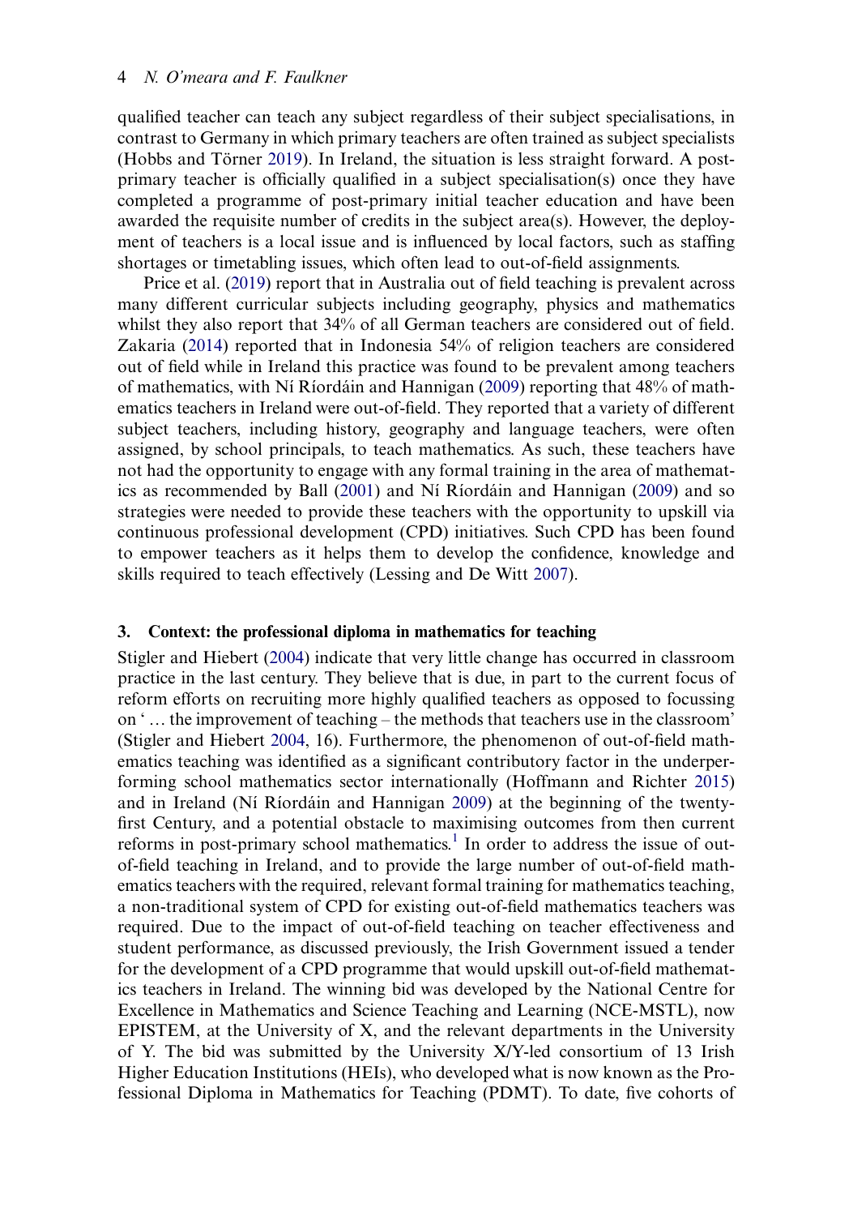qualified teacher can teach any subject regardless of their subject specialisations, in contrast to Germany in which primary teachers are often trained as subject specialists (Hobbs and Törner 2019). In Ireland, the situation is less straight forward. A post-primary teacher is officially qualified in a subject specialisation(s) once they have completed a programme of post-primary initial teacher education and have been awarded the requisite number of credits in the subject area(s). However, the deployment of teachers is a local issue and is influenced by local factors, such as staffing shortages or timetabling issues, which often lead to out-of-field assignments.

Price et al. (2019) report that in Australia out of field teaching is prevalent across many different curricular subjects including geography, physics and mathematics whilst they also report that 34% of all German teachers are considered out of field. Zakaria (2014) reported that in Indonesia 54% of religion teachers are considered out of field while in Ireland this practice was found to be prevalent among teachers of mathematics, with Ní Ríordáin and Hannigan (2009) reporting that 48% of mathematics teachers in Ireland were out-of-field. They reported that a variety of different subject teachers, including history, geography and language teachers, were often assigned, by school principals, to teach mathematics. As such, these teachers have not had the opportunity to engage with any formal training in the area of mathematics as recommended by Ball (2001) and Ní Ríordáin and Hannigan (2009) and so strategies were needed to provide these teachers with the opportunity to upskill via continuous professional development (CPD) initiatives. Such CPD has been found to empower teachers as it helps them to develop the confidence, knowledge and skills required to teach effectively (Lessing and De Witt 2007).

## 3. Context: the professional diploma in mathematics for teaching

Stigler and Hiebert (2004) indicate that very little change has occurred in classroom practice in the last century. They believe that is due, in part to the current focus of reform efforts on recruiting more highly qualified teachers as opposed to focussing on '… the improvement of teaching – the methods that teachers use in the classroom' (Stigler and Hiebert 2004, 16). Furthermore, the phenomenon of out-of-field mathematics teaching was identified as a significant contributory factor in the underperforming school mathematics sector internationally (Hoffmann and Richter 2015) and in Ireland (Ní Ríordáin and Hannigan 2009) at the beginning of the twenty-first Century, and a potential obstacle to maximising outcomes from then current reforms in post-primary school mathematics.[1] In order to address the issue of out-of-field teaching in Ireland, and to provide the large number of out-of-field mathematics teachers with the required, relevant formal training for mathematics teaching, a non-traditional system of CPD for existing out-of-field mathematics teachers was required. Due to the impact of out-of-field teaching on teacher effectiveness and student performance, as discussed previously, the Irish Government issued a tender for the development of a CPD programme that would upskill out-of-field mathematics teachers in Ireland. The winning bid was developed by the National Centre for Excellence in Mathematics and Science Teaching and Learning (NCE-MSTL), now EPISTEM, at the University of X, and the relevant departments in the University of Y. The bid was submitted by the University X/Y-led consortium of 13 Irish Higher Education Institutions (HEIs), who developed what is now known as the Professional Diploma in Mathematics for Teaching (PDMT). To date, five cohorts of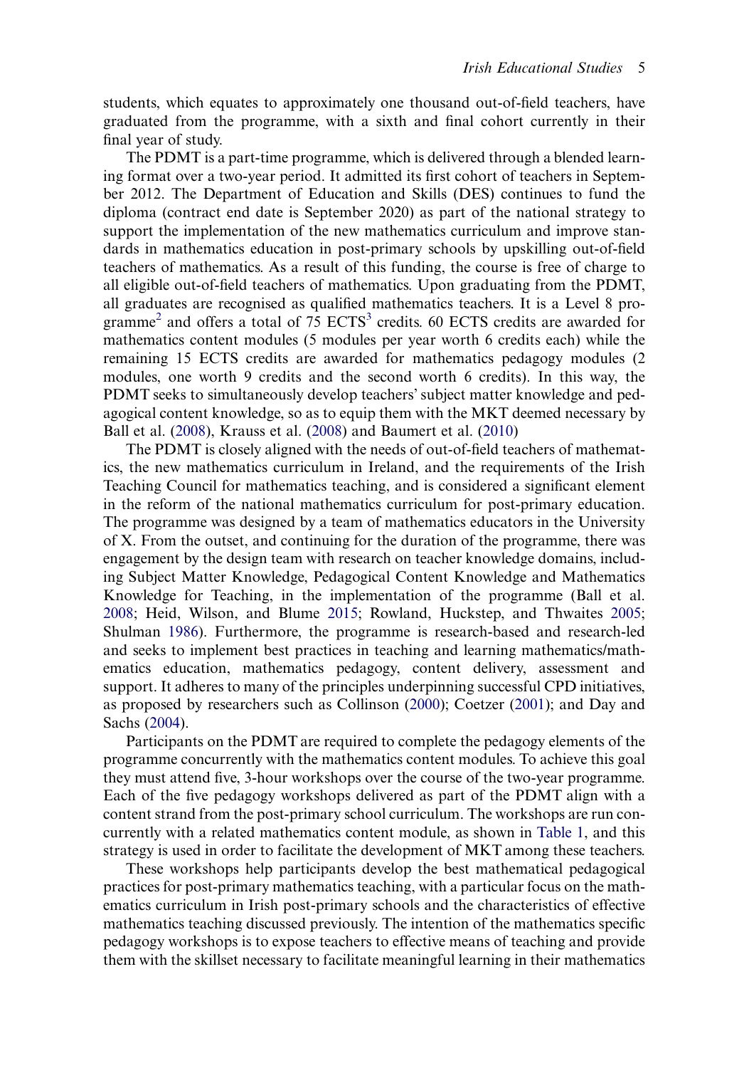students, which equates to approximately one thousand out-of-field teachers, have graduated from the programme, with a sixth and final cohort currently in their final year of study.

The PDMT is a part-time programme, which is delivered through a blended learning format over a two-year period. It admitted its first cohort of teachers in September 2012. The Department of Education and Skills (DES) continues to fund the diploma (contract end date is September 2020) as part of the national strategy to support the implementation of the new mathematics curriculum and improve standards in mathematics education in post-primary schools by upskilling out-of-field teachers of mathematics. As a result of this funding, the course is free of charge to all eligible out-of-field teachers of mathematics. Upon graduating from the PDMT, all graduates are recognised as qualified mathematics teachers. It is a Level 8 programme[2] and offers a total of 75 ECTS[3] credits. 60 ECTS credits are awarded for mathematics content modules (5 modules per year worth 6 credits each) while the remaining 15 ECTS credits are awarded for mathematics pedagogy modules (2 modules, one worth 9 credits and the second worth 6 credits). In this way, the PDMT seeks to simultaneously develop teachers' subject matter knowledge and pedagogical content knowledge, so as to equip them with the MKT deemed necessary by Ball et al. (2008), Krauss et al. (2008) and Baumert et al. (2010)

The PDMT is closely aligned with the needs of out-of-field teachers of mathematics, the new mathematics curriculum in Ireland, and the requirements of the Irish Teaching Council for mathematics teaching, and is considered a significant element in the reform of the national mathematics curriculum for post-primary education. The programme was designed by a team of mathematics educators in the University of X. From the outset, and continuing for the duration of the programme, there was engagement by the design team with research on teacher knowledge domains, including Subject Matter Knowledge, Pedagogical Content Knowledge and Mathematics Knowledge for Teaching, in the implementation of the programme (Ball et al. 2008; Heid, Wilson, and Blume 2015; Rowland, Huckstep, and Thwaites 2005; Shulman 1986). Furthermore, the programme is research-based and research-led and seeks to implement best practices in teaching and learning mathematics/mathematics education, mathematics pedagogy, content delivery, assessment and support. It adheres to many of the principles underpinning successful CPD initiatives, as proposed by researchers such as Collinson (2000); Coetzer (2001); and Day and Sachs (2004).

Participants on the PDMT are required to complete the pedagogy elements of the programme concurrently with the mathematics content modules. To achieve this goal they must attend five, 3-hour workshops over the course of the two-year programme. Each of the five pedagogy workshops delivered as part of the PDMT align with a content strand from the post-primary school curriculum. The workshops are run concurrently with a related mathematics content module, as shown in Table 1, and this strategy is used in order to facilitate the development of MKT among these teachers.

These workshops help participants develop the best mathematical pedagogical practices for post-primary mathematics teaching, with a particular focus on the mathematics curriculum in Irish post-primary schools and the characteristics of effective mathematics teaching discussed previously. The intention of the mathematics specific pedagogy workshops is to expose teachers to effective means of teaching and provide them with the skillset necessary to facilitate meaningful learning in their mathematics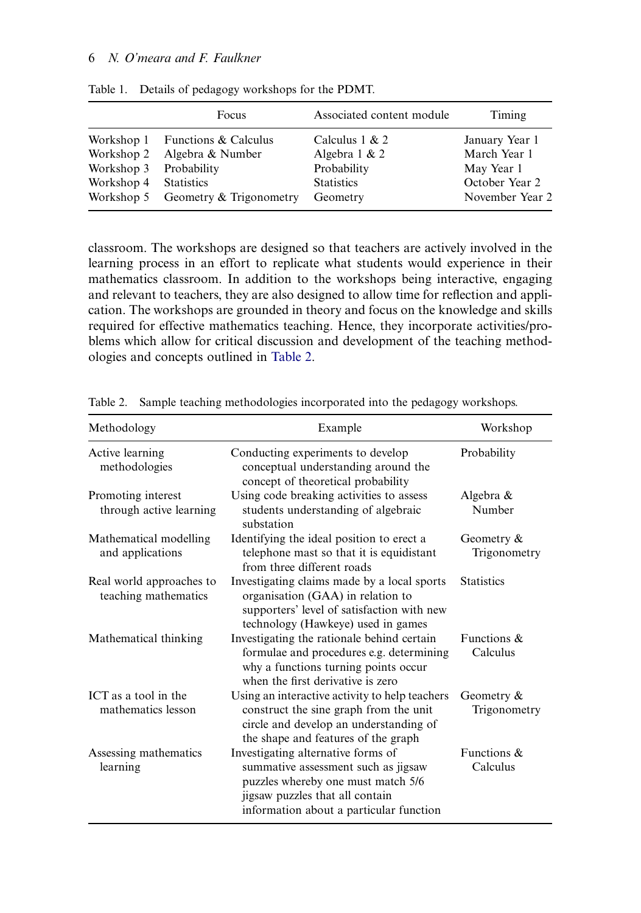Table 1. Details of pedagogy workshops for the PDMT.

| | Focus | Associated content module | Timing |
|---|---|---|---|
| Workshop 1 | Functions & Calculus | Calculus 1 & 2 | January Year 1 |
| Workshop 2 | Algebra & Number | Algebra 1 & 2 | March Year 1 |
| Workshop 3 | Probability | Probability | May Year 1 |
| Workshop 4 | Statistics | Statistics | October Year 2 |
| Workshop 5 | Geometry & Trigonometry | Geometry | November Year 2 |

classroom. The workshops are designed so that teachers are actively involved in the learning process in an effort to replicate what students would experience in their mathematics classroom. In addition to the workshops being interactive, engaging and relevant to teachers, they are also designed to allow time for reflection and application. The workshops are grounded in theory and focus on the knowledge and skills required for effective mathematics teaching. Hence, they incorporate activities/problems which allow for critical discussion and development of the teaching methodologies and concepts outlined in Table 2.

Table 2. Sample teaching methodologies incorporated into the pedagogy workshops.

| Methodology | Example | Workshop |
|---|---|---|
| Active learning methodologies | Conducting experiments to develop conceptual understanding around the concept of theoretical probability | Probability |
| Promoting interest through active learning | Using code breaking activities to assess students understanding of algebraic substation | Algebra & Number |
| Mathematical modelling and applications | Identifying the ideal position to erect a telephone mast so that it is equidistant from three different roads | Geometry & Trigonometry |
| Real world approaches to teaching mathematics | Investigating claims made by a local sports organisation (GAA) in relation to supporters' level of satisfaction with new technology (Hawkeye) used in games | Statistics |
| Mathematical thinking | Investigating the rationale behind certain formulae and procedures e.g. determining why a functions turning points occur when the first derivative is zero | Functions & Calculus |
| ICT as a tool in the mathematics lesson | Using an interactive activity to help teachers construct the sine graph from the unit circle and develop an understanding of the shape and features of the graph | Geometry & Trigonometry |
| Assessing mathematics learning | Investigating alternative forms of summative assessment such as jigsaw puzzles whereby one must match 5/6 jigsaw puzzles that all contain information about a particular function | Functions & Calculus |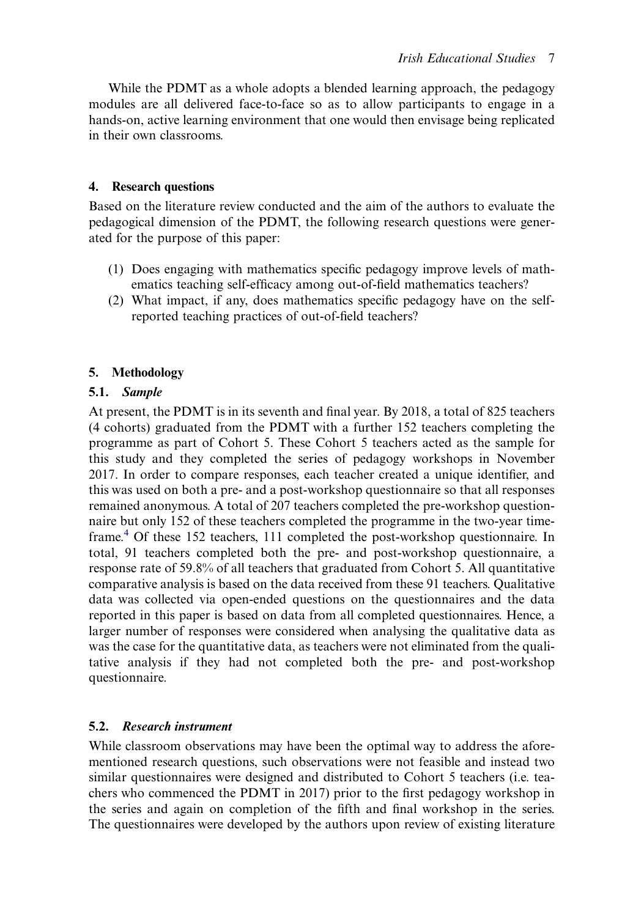While the PDMT as a whole adopts a blended learning approach, the pedagogy modules are all delivered face-to-face so as to allow participants to engage in a hands-on, active learning environment that one would then envisage being replicated in their own classrooms.

## 4. Research questions

Based on the literature review conducted and the aim of the authors to evaluate the pedagogical dimension of the PDMT, the following research questions were generated for the purpose of this paper:

(1) Does engaging with mathematics specific pedagogy improve levels of mathematics teaching self-efficacy among out-of-field mathematics teachers?
(2) What impact, if any, does mathematics specific pedagogy have on the self-reported teaching practices of out-of-field teachers?

## 5. Methodology

### 5.1. *Sample*

At present, the PDMT is in its seventh and final year. By 2018, a total of 825 teachers (4 cohorts) graduated from the PDMT with a further 152 teachers completing the programme as part of Cohort 5. These Cohort 5 teachers acted as the sample for this study and they completed the series of pedagogy workshops in November 2017. In order to compare responses, each teacher created a unique identifier, and this was used on both a pre- and a post-workshop questionnaire so that all responses remained anonymous. A total of 207 teachers completed the pre-workshop questionnaire but only 152 of these teachers completed the programme in the two-year timeframe.[4] Of these 152 teachers, 111 completed the post-workshop questionnaire. In total, 91 teachers completed both the pre- and post-workshop questionnaire, a response rate of 59.8% of all teachers that graduated from Cohort 5. All quantitative comparative analysis is based on the data received from these 91 teachers. Qualitative data was collected via open-ended questions on the questionnaires and the data reported in this paper is based on data from all completed questionnaires. Hence, a larger number of responses were considered when analysing the qualitative data as was the case for the quantitative data, as teachers were not eliminated from the qualitative analysis if they had not completed both the pre- and post-workshop questionnaire.

### 5.2. *Research instrument*

While classroom observations may have been the optimal way to address the aforementioned research questions, such observations were not feasible and instead two similar questionnaires were designed and distributed to Cohort 5 teachers (i.e. teachers who commenced the PDMT in 2017) prior to the first pedagogy workshop in the series and again on completion of the fifth and final workshop in the series. The questionnaires were developed by the authors upon review of existing literature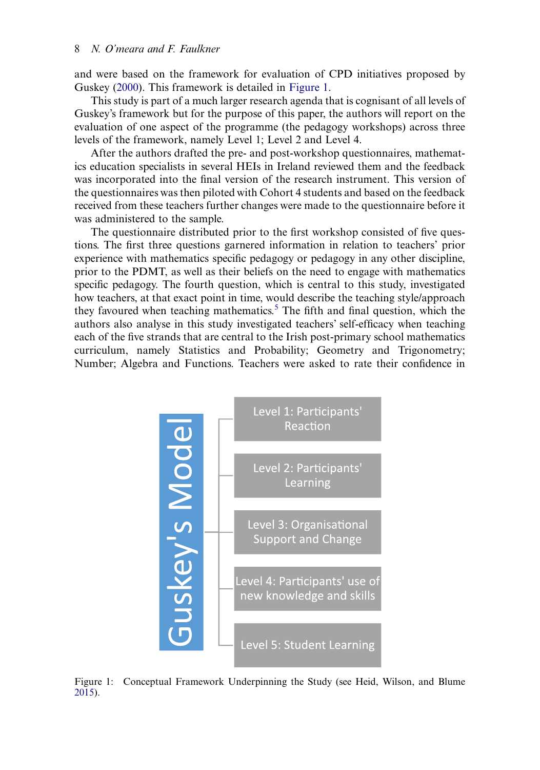and were based on the framework for evaluation of CPD initiatives proposed by Guskey (2000). This framework is detailed in Figure 1.

This study is part of a much larger research agenda that is cognisant of all levels of Guskey's framework but for the purpose of this paper, the authors will report on the evaluation of one aspect of the programme (the pedagogy workshops) across three levels of the framework, namely Level 1; Level 2 and Level 4.

After the authors drafted the pre- and post-workshop questionnaires, mathematics education specialists in several HEIs in Ireland reviewed them and the feedback was incorporated into the final version of the research instrument. This version of the questionnaires was then piloted with Cohort 4 students and based on the feedback received from these teachers further changes were made to the questionnaire before it was administered to the sample.

The questionnaire distributed prior to the first workshop consisted of five questions. The first three questions garnered information in relation to teachers' prior experience with mathematics specific pedagogy or pedagogy in any other discipline, prior to the PDMT, as well as their beliefs on the need to engage with mathematics specific pedagogy. The fourth question, which is central to this study, investigated how teachers, at that exact point in time, would describe the teaching style/approach they favoured when teaching mathematics.[5] The fifth and final question, which the authors also analyse in this study investigated teachers' self-efficacy when teaching each of the five strands that are central to the Irish post-primary school mathematics curriculum, namely Statistics and Probability; Geometry and Trigonometry; Number; Algebra and Functions. Teachers were asked to rate their confidence in

Guskey's Model

- Level 1: Participants' Reaction
- Level 2: Participants' Learning
- Level 3: Organisational Support and Change
- Level 4: Participants' use of new knowledge and skills
- Level 5: Student Learning

Figure 1: Conceptual Framework Underpinning the Study (see Heid, Wilson, and Blume 2015).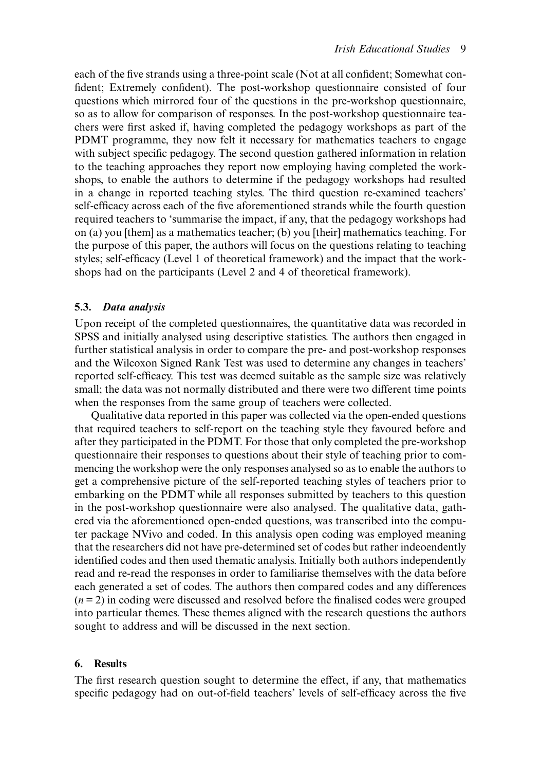each of the five strands using a three-point scale (Not at all confident; Somewhat confident; Extremely confident). The post-workshop questionnaire consisted of four questions which mirrored four of the questions in the pre-workshop questionnaire, so as to allow for comparison of responses. In the post-workshop questionnaire teachers were first asked if, having completed the pedagogy workshops as part of the PDMT programme, they now felt it necessary for mathematics teachers to engage with subject specific pedagogy. The second question gathered information in relation to the teaching approaches they report now employing having completed the workshops, to enable the authors to determine if the pedagogy workshops had resulted in a change in reported teaching styles. The third question re-examined teachers' self-efficacy across each of the five aforementioned strands while the fourth question required teachers to 'summarise the impact, if any, that the pedagogy workshops had on (a) you [them] as a mathematics teacher; (b) you [their] mathematics teaching. For the purpose of this paper, the authors will focus on the questions relating to teaching styles; self-efficacy (Level 1 of theoretical framework) and the impact that the workshops had on the participants (Level 2 and 4 of theoretical framework).

### 5.3. *Data analysis*

Upon receipt of the completed questionnaires, the quantitative data was recorded in SPSS and initially analysed using descriptive statistics. The authors then engaged in further statistical analysis in order to compare the pre- and post-workshop responses and the Wilcoxon Signed Rank Test was used to determine any changes in teachers' reported self-efficacy. This test was deemed suitable as the sample size was relatively small; the data was not normally distributed and there were two different time points when the responses from the same group of teachers were collected.

Qualitative data reported in this paper was collected via the open-ended questions that required teachers to self-report on the teaching style they favoured before and after they participated in the PDMT. For those that only completed the pre-workshop questionnaire their responses to questions about their style of teaching prior to commencing the workshop were the only responses analysed so as to enable the authors to get a comprehensive picture of the self-reported teaching styles of teachers prior to embarking on the PDMT while all responses submitted by teachers to this question in the post-workshop questionnaire were also analysed. The qualitative data, gathered via the aforementioned open-ended questions, was transcribed into the computer package NVivo and coded. In this analysis open coding was employed meaning that the researchers did not have pre-determined set of codes but rather indeoendently identified codes and then used thematic analysis. Initially both authors independently read and re-read the responses in order to familiarise themselves with the data before each generated a set of codes. The authors then compared codes and any differences ($n = 2$) in coding were discussed and resolved before the finalised codes were grouped into particular themes. These themes aligned with the research questions the authors sought to address and will be discussed in the next section.

## 6. Results

The first research question sought to determine the effect, if any, that mathematics specific pedagogy had on out-of-field teachers' levels of self-efficacy across the five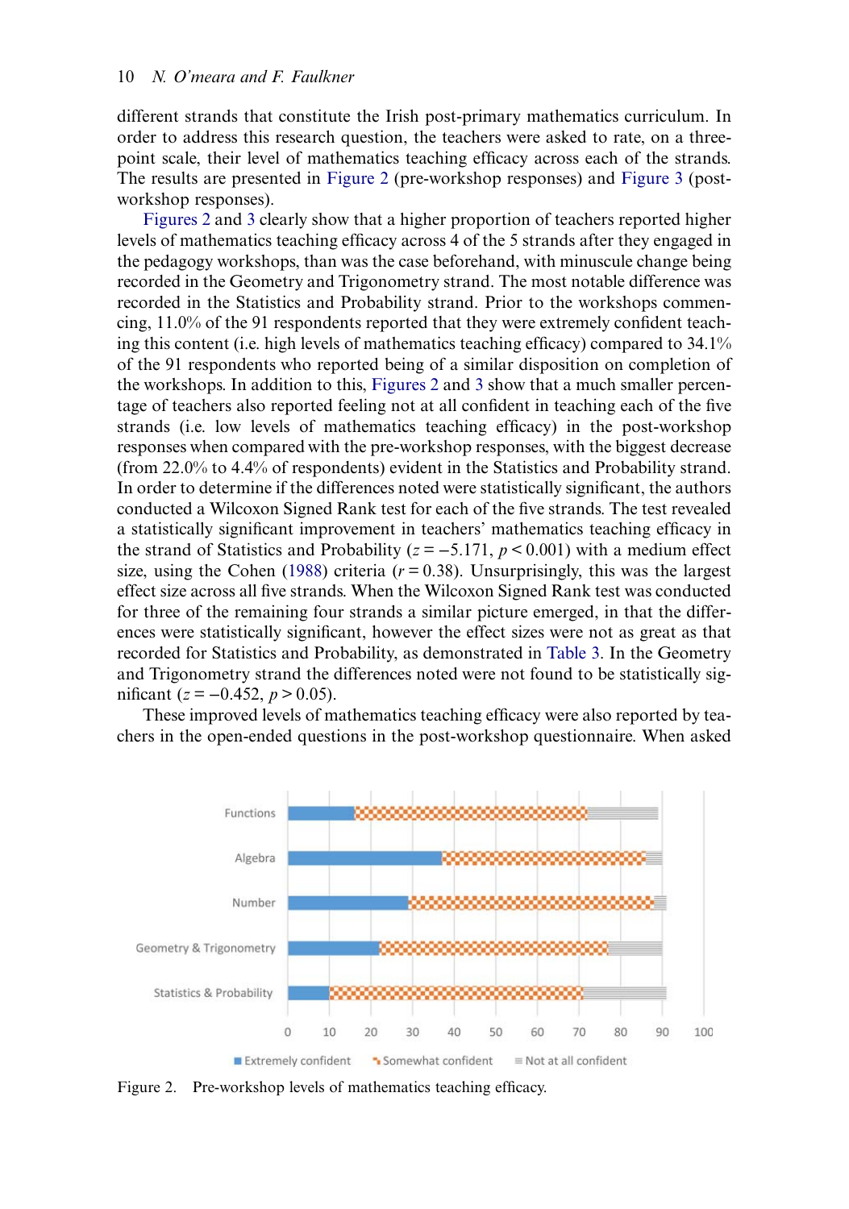different strands that constitute the Irish post-primary mathematics curriculum. In order to address this research question, the teachers were asked to rate, on a three-point scale, their level of mathematics teaching efficacy across each of the strands. The results are presented in Figure 2 (pre-workshop responses) and Figure 3 (post-workshop responses).

Figures 2 and 3 clearly show that a higher proportion of teachers reported higher levels of mathematics teaching efficacy across 4 of the 5 strands after they engaged in the pedagogy workshops, than was the case beforehand, with minuscule change being recorded in the Geometry and Trigonometry strand. The most notable difference was recorded in the Statistics and Probability strand. Prior to the workshops commencing, 11.0% of the 91 respondents reported that they were extremely confident teaching this content (i.e. high levels of mathematics teaching efficacy) compared to 34.1% of the 91 respondents who reported being of a similar disposition on completion of the workshops. In addition to this, Figures 2 and 3 show that a much smaller percentage of teachers also reported feeling not at all confident in teaching each of the five strands (i.e. low levels of mathematics teaching efficacy) in the post-workshop responses when compared with the pre-workshop responses, with the biggest decrease (from 22.0% to 4.4% of respondents) evident in the Statistics and Probability strand. In order to determine if the differences noted were statistically significant, the authors conducted a Wilcoxon Signed Rank test for each of the five strands. The test revealed a statistically significant improvement in teachers' mathematics teaching efficacy in the strand of Statistics and Probability ($z = -5.171$, $p < 0.001$) with a medium effect size, using the Cohen (1988) criteria ($r = 0.38$). Unsurprisingly, this was the largest effect size across all five strands. When the Wilcoxon Signed Rank test was conducted for three of the remaining four strands a similar picture emerged, in that the differences were statistically significant, however the effect sizes were not as great as that recorded for Statistics and Probability, as demonstrated in Table 3. In the Geometry and Trigonometry strand the differences noted were not found to be statistically significant ($z = -0.452$, $p > 0.05$).

These improved levels of mathematics teaching efficacy were also reported by teachers in the open-ended questions in the post-workshop questionnaire. When asked

Figure 2. Pre-workshop levels of mathematics teaching efficacy.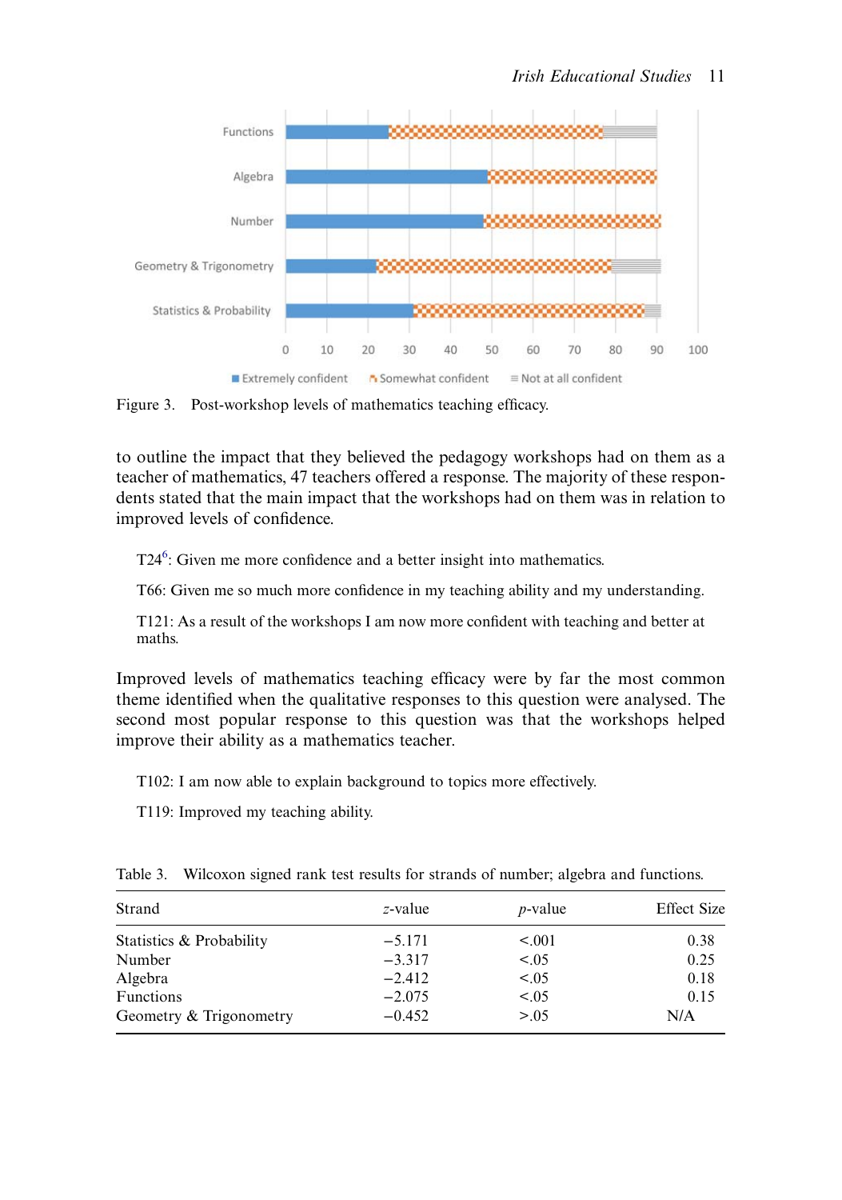Figure 3. Post-workshop levels of mathematics teaching efficacy.

to outline the impact that they believed the pedagogy workshops had on them as a teacher of mathematics, 47 teachers offered a response. The majority of these respondents stated that the main impact that the workshops had on them was in relation to improved levels of confidence.

> T24[6]: Given me more confidence and a better insight into mathematics.
>
> T66: Given me so much more confidence in my teaching ability and my understanding.
>
> T121: As a result of the workshops I am now more confident with teaching and better at maths.

Improved levels of mathematics teaching efficacy were by far the most common theme identified when the qualitative responses to this question were analysed. The second most popular response to this question was that the workshops helped improve their ability as a mathematics teacher.

> T102: I am now able to explain background to topics more effectively.
>
> T119: Improved my teaching ability.

Table 3. Wilcoxon signed rank test results for strands of number; algebra and functions.

| Strand | $z$-value | $p$-value | Effect Size |
|---|---|---|---|
| Statistics & Probability | −5.171 | <.001 | 0.38 |
| Number | −3.317 | <.05 | 0.25 |
| Algebra | −2.412 | <.05 | 0.18 |
| Functions | −2.075 | <.05 | 0.15 |
| Geometry & Trigonometry | −0.452 | >.05 | N/A |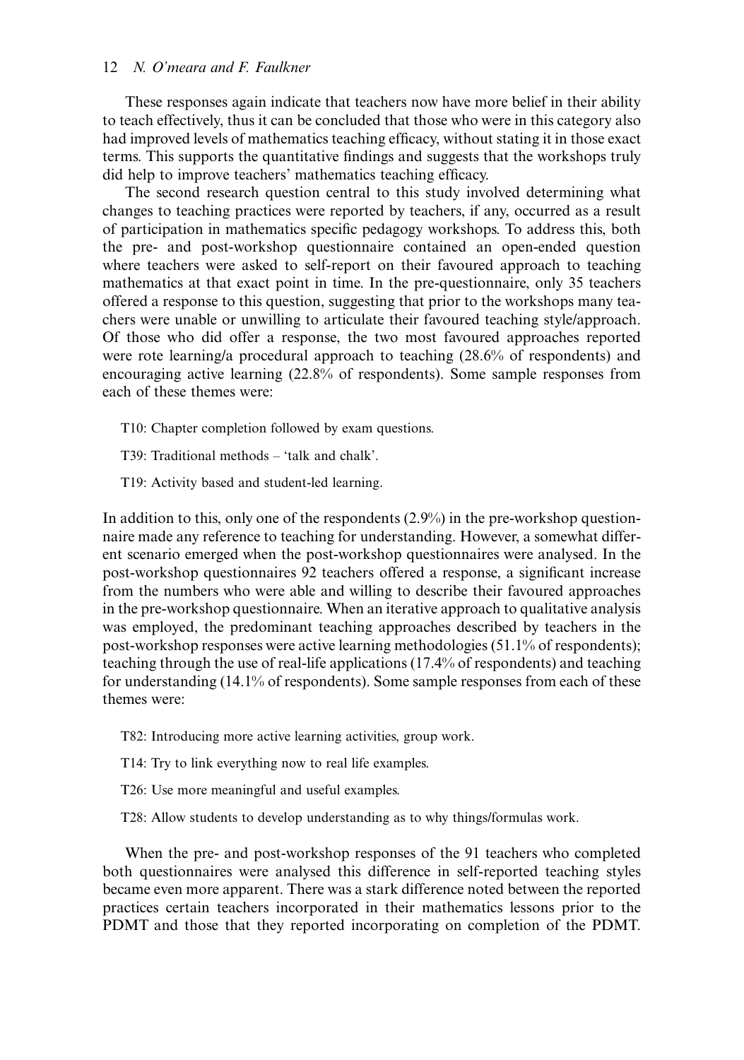These responses again indicate that teachers now have more belief in their ability to teach effectively, thus it can be concluded that those who were in this category also had improved levels of mathematics teaching efficacy, without stating it in those exact terms. This supports the quantitative findings and suggests that the workshops truly did help to improve teachers' mathematics teaching efficacy.

The second research question central to this study involved determining what changes to teaching practices were reported by teachers, if any, occurred as a result of participation in mathematics specific pedagogy workshops. To address this, both the pre- and post-workshop questionnaire contained an open-ended question where teachers were asked to self-report on their favoured approach to teaching mathematics at that exact point in time. In the pre-questionnaire, only 35 teachers offered a response to this question, suggesting that prior to the workshops many teachers were unable or unwilling to articulate their favoured teaching style/approach. Of those who did offer a response, the two most favoured approaches reported were rote learning/a procedural approach to teaching (28.6% of respondents) and encouraging active learning (22.8% of respondents). Some sample responses from each of these themes were:

> T10: Chapter completion followed by exam questions.
>
> T39: Traditional methods – 'talk and chalk'.
>
> T19: Activity based and student-led learning.

In addition to this, only one of the respondents (2.9%) in the pre-workshop questionnaire made any reference to teaching for understanding. However, a somewhat different scenario emerged when the post-workshop questionnaires were analysed. In the post-workshop questionnaires 92 teachers offered a response, a significant increase from the numbers who were able and willing to describe their favoured approaches in the pre-workshop questionnaire. When an iterative approach to qualitative analysis was employed, the predominant teaching approaches described by teachers in the post-workshop responses were active learning methodologies (51.1% of respondents); teaching through the use of real-life applications (17.4% of respondents) and teaching for understanding (14.1% of respondents). Some sample responses from each of these themes were:

> T82: Introducing more active learning activities, group work.
>
> T14: Try to link everything now to real life examples.
>
> T26: Use more meaningful and useful examples.
>
> T28: Allow students to develop understanding as to why things/formulas work.

When the pre- and post-workshop responses of the 91 teachers who completed both questionnaires were analysed this difference in self-reported teaching styles became even more apparent. There was a stark difference noted between the reported practices certain teachers incorporated in their mathematics lessons prior to the PDMT and those that they reported incorporating on completion of the PDMT.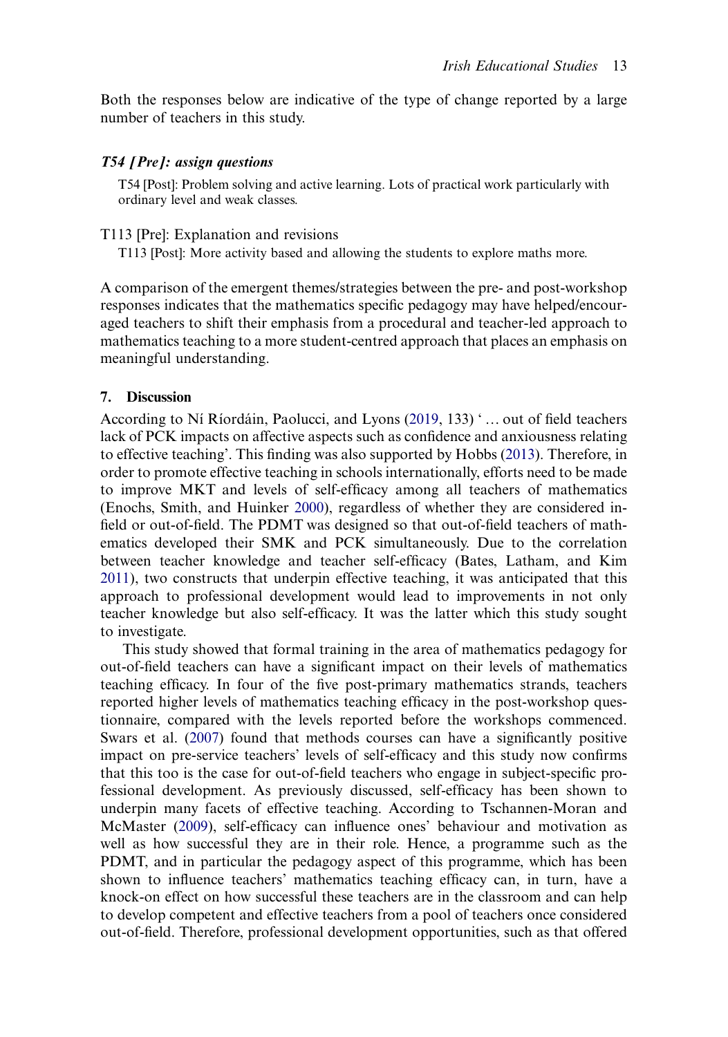Both the responses below are indicative of the type of change reported by a large number of teachers in this study.

***T54 [Pre]: assign questions***

> T54 [Post]: Problem solving and active learning. Lots of practical work particularly with ordinary level and weak classes.

T113 [Pre]: Explanation and revisions

> T113 [Post]: More activity based and allowing the students to explore maths more.

A comparison of the emergent themes/strategies between the pre- and post-workshop responses indicates that the mathematics specific pedagogy may have helped/encouraged teachers to shift their emphasis from a procedural and teacher-led approach to mathematics teaching to a more student-centred approach that places an emphasis on meaningful understanding.

## 7. Discussion

According to Ní Ríordáin, Paolucci, and Lyons (2019, 133) ' … out of field teachers lack of PCK impacts on affective aspects such as confidence and anxiousness relating to effective teaching'. This finding was also supported by Hobbs (2013). Therefore, in order to promote effective teaching in schools internationally, efforts need to be made to improve MKT and levels of self-efficacy among all teachers of mathematics (Enochs, Smith, and Huinker 2000), regardless of whether they are considered in-field or out-of-field. The PDMT was designed so that out-of-field teachers of mathematics developed their SMK and PCK simultaneously. Due to the correlation between teacher knowledge and teacher self-efficacy (Bates, Latham, and Kim 2011), two constructs that underpin effective teaching, it was anticipated that this approach to professional development would lead to improvements in not only teacher knowledge but also self-efficacy. It was the latter which this study sought to investigate.

This study showed that formal training in the area of mathematics pedagogy for out-of-field teachers can have a significant impact on their levels of mathematics teaching efficacy. In four of the five post-primary mathematics strands, teachers reported higher levels of mathematics teaching efficacy in the post-workshop questionnaire, compared with the levels reported before the workshops commenced. Swars et al. (2007) found that methods courses can have a significantly positive impact on pre-service teachers' levels of self-efficacy and this study now confirms that this too is the case for out-of-field teachers who engage in subject-specific professional development. As previously discussed, self-efficacy has been shown to underpin many facets of effective teaching. According to Tschannen-Moran and McMaster (2009), self-efficacy can influence ones' behaviour and motivation as well as how successful they are in their role. Hence, a programme such as the PDMT, and in particular the pedagogy aspect of this programme, which has been shown to influence teachers' mathematics teaching efficacy can, in turn, have a knock-on effect on how successful these teachers are in the classroom and can help to develop competent and effective teachers from a pool of teachers once considered out-of-field. Therefore, professional development opportunities, such as that offered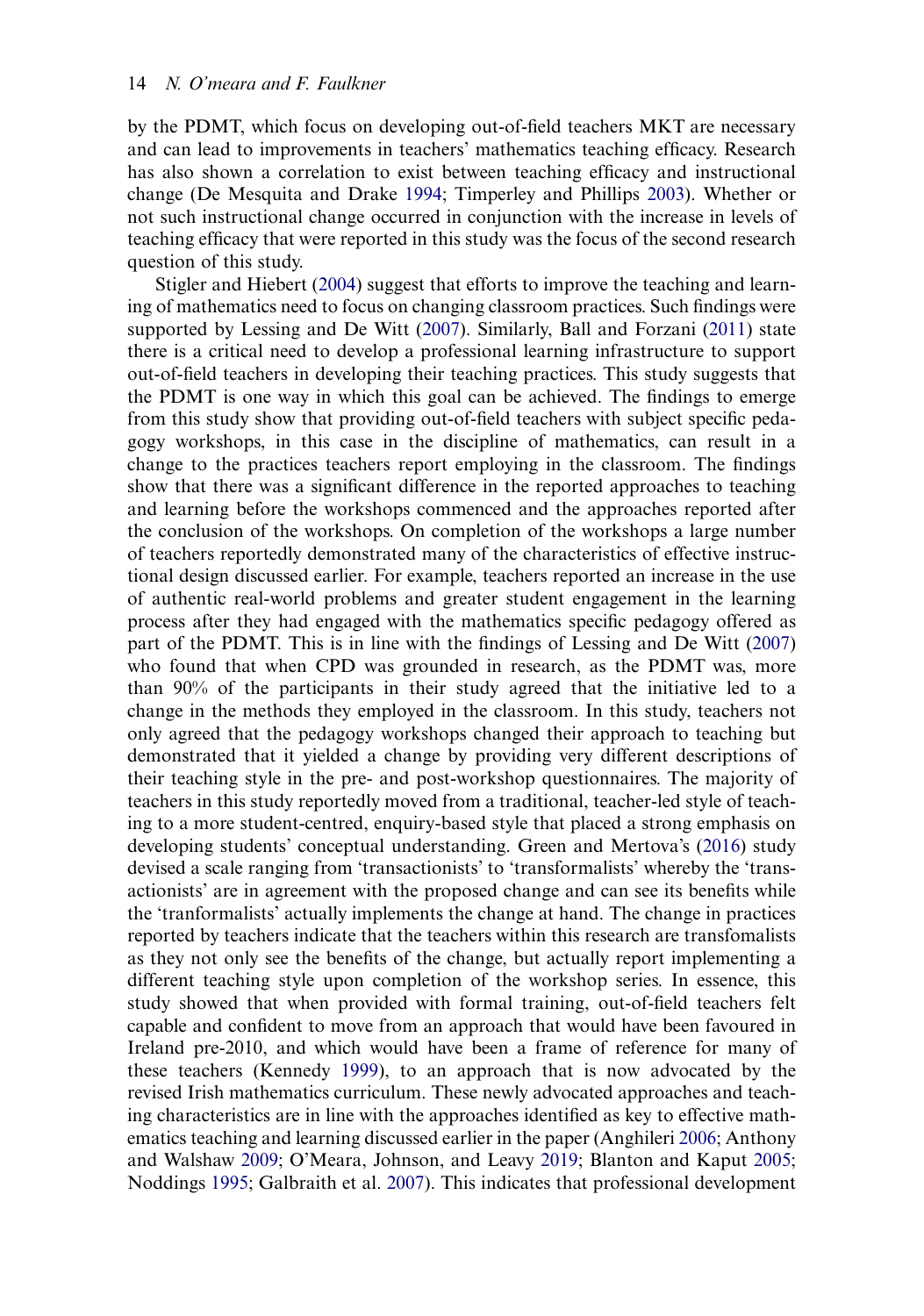by the PDMT, which focus on developing out-of-field teachers MKT are necessary and can lead to improvements in teachers' mathematics teaching efficacy. Research has also shown a correlation to exist between teaching efficacy and instructional change (De Mesquita and Drake 1994; Timperley and Phillips 2003). Whether or not such instructional change occurred in conjunction with the increase in levels of teaching efficacy that were reported in this study was the focus of the second research question of this study.

Stigler and Hiebert (2004) suggest that efforts to improve the teaching and learning of mathematics need to focus on changing classroom practices. Such findings were supported by Lessing and De Witt (2007). Similarly, Ball and Forzani (2011) state there is a critical need to develop a professional learning infrastructure to support out-of-field teachers in developing their teaching practices. This study suggests that the PDMT is one way in which this goal can be achieved. The findings to emerge from this study show that providing out-of-field teachers with subject specific pedagogy workshops, in this case in the discipline of mathematics, can result in a change to the practices teachers report employing in the classroom. The findings show that there was a significant difference in the reported approaches to teaching and learning before the workshops commenced and the approaches reported after the conclusion of the workshops. On completion of the workshops a large number of teachers reportedly demonstrated many of the characteristics of effective instructional design discussed earlier. For example, teachers reported an increase in the use of authentic real-world problems and greater student engagement in the learning process after they had engaged with the mathematics specific pedagogy offered as part of the PDMT. This is in line with the findings of Lessing and De Witt (2007) who found that when CPD was grounded in research, as the PDMT was, more than 90% of the participants in their study agreed that the initiative led to a change in the methods they employed in the classroom. In this study, teachers not only agreed that the pedagogy workshops changed their approach to teaching but demonstrated that it yielded a change by providing very different descriptions of their teaching style in the pre- and post-workshop questionnaires. The majority of teachers in this study reportedly moved from a traditional, teacher-led style of teaching to a more student-centred, enquiry-based style that placed a strong emphasis on developing students' conceptual understanding. Green and Mertova's (2016) study devised a scale ranging from 'transactionists' to 'transformalists' whereby the 'transactionists' are in agreement with the proposed change and can see its benefits while the 'tranformalists' actually implements the change at hand. The change in practices reported by teachers indicate that the teachers within this research are transfomalists as they not only see the benefits of the change, but actually report implementing a different teaching style upon completion of the workshop series. In essence, this study showed that when provided with formal training, out-of-field teachers felt capable and confident to move from an approach that would have been favoured in Ireland pre-2010, and which would have been a frame of reference for many of these teachers (Kennedy 1999), to an approach that is now advocated by the revised Irish mathematics curriculum. These newly advocated approaches and teaching characteristics are in line with the approaches identified as key to effective mathematics teaching and learning discussed earlier in the paper (Anghileri 2006; Anthony and Walshaw 2009; O'Meara, Johnson, and Leavy 2019; Blanton and Kaput 2005; Noddings 1995; Galbraith et al. 2007). This indicates that professional development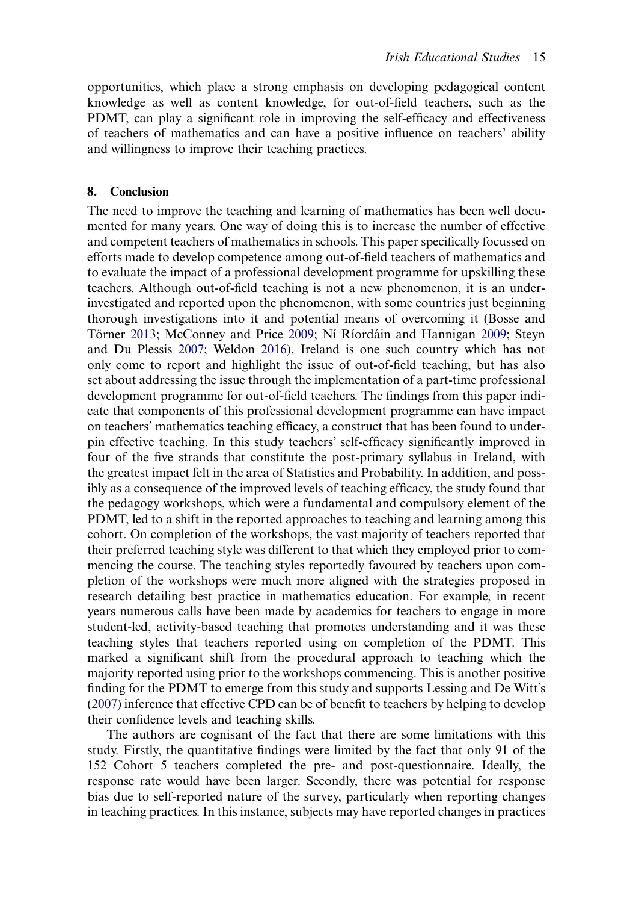opportunities, which place a strong emphasis on developing pedagogical content knowledge as well as content knowledge, for out-of-field teachers, such as the PDMT, can play a significant role in improving the self-efficacy and effectiveness of teachers of mathematics and can have a positive influence on teachers' ability and willingness to improve their teaching practices.

## 8. Conclusion

The need to improve the teaching and learning of mathematics has been well documented for many years. One way of doing this is to increase the number of effective and competent teachers of mathematics in schools. This paper specifically focussed on efforts made to develop competence among out-of-field teachers of mathematics and to evaluate the impact of a professional development programme for upskilling these teachers. Although out-of-field teaching is not a new phenomenon, it is an under-investigated and reported upon the phenomenon, with some countries just beginning thorough investigations into it and potential means of overcoming it (Bosse and Törner 2013; McConney and Price 2009; Ní Ríordáin and Hannigan 2009; Steyn and Du Plessis 2007; Weldon 2016). Ireland is one such country which has not only come to report and highlight the issue of out-of-field teaching, but has also set about addressing the issue through the implementation of a part-time professional development programme for out-of-field teachers. The findings from this paper indicate that components of this professional development programme can have impact on teachers' mathematics teaching efficacy, a construct that has been found to underpin effective teaching. In this study teachers' self-efficacy significantly improved in four of the five strands that constitute the post-primary syllabus in Ireland, with the greatest impact felt in the area of Statistics and Probability. In addition, and possibly as a consequence of the improved levels of teaching efficacy, the study found that the pedagogy workshops, which were a fundamental and compulsory element of the PDMT, led to a shift in the reported approaches to teaching and learning among this cohort. On completion of the workshops, the vast majority of teachers reported that their preferred teaching style was different to that which they employed prior to commencing the course. The teaching styles reportedly favoured by teachers upon completion of the workshops were much more aligned with the strategies proposed in research detailing best practice in mathematics education. For example, in recent years numerous calls have been made by academics for teachers to engage in more student-led, activity-based teaching that promotes understanding and it was these teaching styles that teachers reported using on completion of the PDMT. This marked a significant shift from the procedural approach to teaching which the majority reported using prior to the workshops commencing. This is another positive finding for the PDMT to emerge from this study and supports Lessing and De Witt's (2007) inference that effective CPD can be of benefit to teachers by helping to develop their confidence levels and teaching skills.

The authors are cognisant of the fact that there are some limitations with this study. Firstly, the quantitative findings were limited by the fact that only 91 of the 152 Cohort 5 teachers completed the pre- and post-questionnaire. Ideally, the response rate would have been larger. Secondly, there was potential for response bias due to self-reported nature of the survey, particularly when reporting changes in teaching practices. In this instance, subjects may have reported changes in practices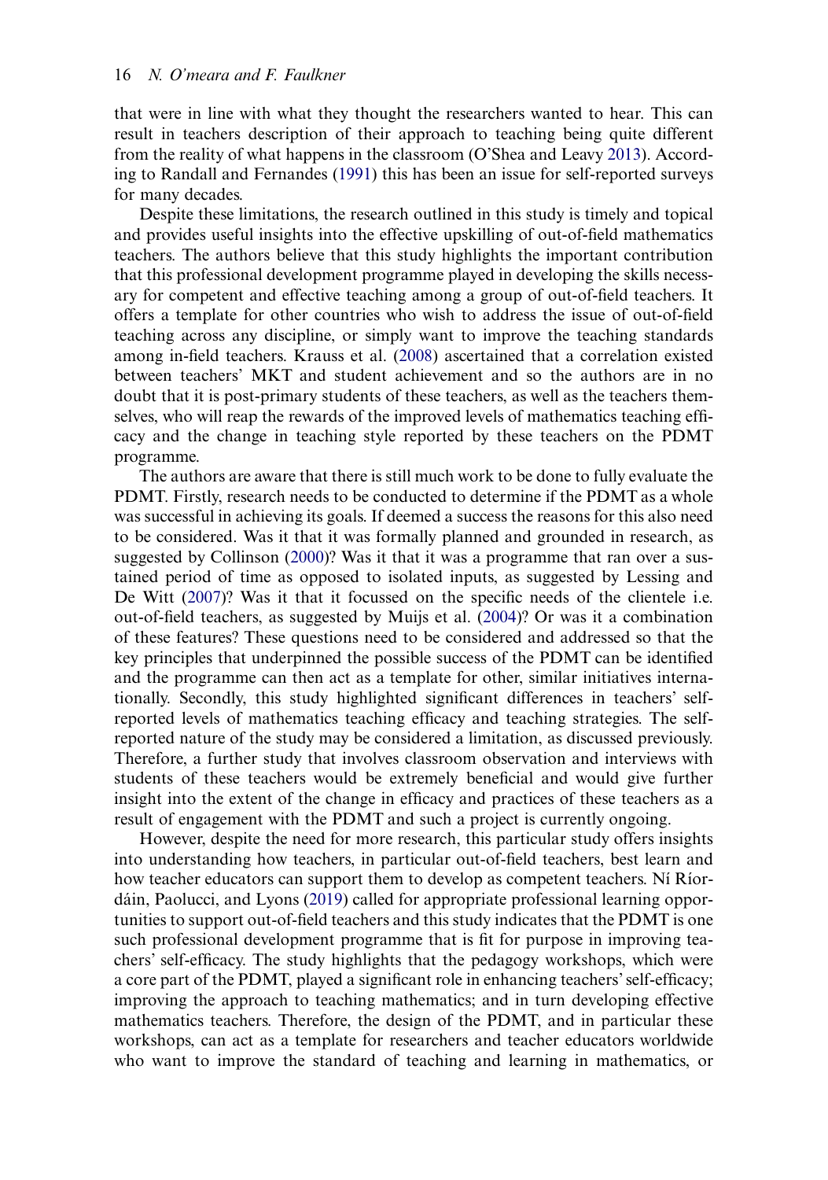that were in line with what they thought the researchers wanted to hear. This can result in teachers description of their approach to teaching being quite different from the reality of what happens in the classroom (O'Shea and Leavy 2013). According to Randall and Fernandes (1991) this has been an issue for self-reported surveys for many decades.

Despite these limitations, the research outlined in this study is timely and topical and provides useful insights into the effective upskilling of out-of-field mathematics teachers. The authors believe that this study highlights the important contribution that this professional development programme played in developing the skills necessary for competent and effective teaching among a group of out-of-field teachers. It offers a template for other countries who wish to address the issue of out-of-field teaching across any discipline, or simply want to improve the teaching standards among in-field teachers. Krauss et al. (2008) ascertained that a correlation existed between teachers' MKT and student achievement and so the authors are in no doubt that it is post-primary students of these teachers, as well as the teachers themselves, who will reap the rewards of the improved levels of mathematics teaching efficacy and the change in teaching style reported by these teachers on the PDMT programme.

The authors are aware that there is still much work to be done to fully evaluate the PDMT. Firstly, research needs to be conducted to determine if the PDMT as a whole was successful in achieving its goals. If deemed a success the reasons for this also need to be considered. Was it that it was formally planned and grounded in research, as suggested by Collinson (2000)? Was it that it was a programme that ran over a sustained period of time as opposed to isolated inputs, as suggested by Lessing and De Witt (2007)? Was it that it focussed on the specific needs of the clientele i.e. out-of-field teachers, as suggested by Muijs et al. (2004)? Or was it a combination of these features? These questions need to be considered and addressed so that the key principles that underpinned the possible success of the PDMT can be identified and the programme can then act as a template for other, similar initiatives internationally. Secondly, this study highlighted significant differences in teachers' self-reported levels of mathematics teaching efficacy and teaching strategies. The self-reported nature of the study may be considered a limitation, as discussed previously. Therefore, a further study that involves classroom observation and interviews with students of these teachers would be extremely beneficial and would give further insight into the extent of the change in efficacy and practices of these teachers as a result of engagement with the PDMT and such a project is currently ongoing.

However, despite the need for more research, this particular study offers insights into understanding how teachers, in particular out-of-field teachers, best learn and how teacher educators can support them to develop as competent teachers. Ní Ríordáin, Paolucci, and Lyons (2019) called for appropriate professional learning opportunities to support out-of-field teachers and this study indicates that the PDMT is one such professional development programme that is fit for purpose in improving teachers' self-efficacy. The study highlights that the pedagogy workshops, which were a core part of the PDMT, played a significant role in enhancing teachers' self-efficacy; improving the approach to teaching mathematics; and in turn developing effective mathematics teachers. Therefore, the design of the PDMT, and in particular these workshops, can act as a template for researchers and teacher educators worldwide who want to improve the standard of teaching and learning in mathematics, or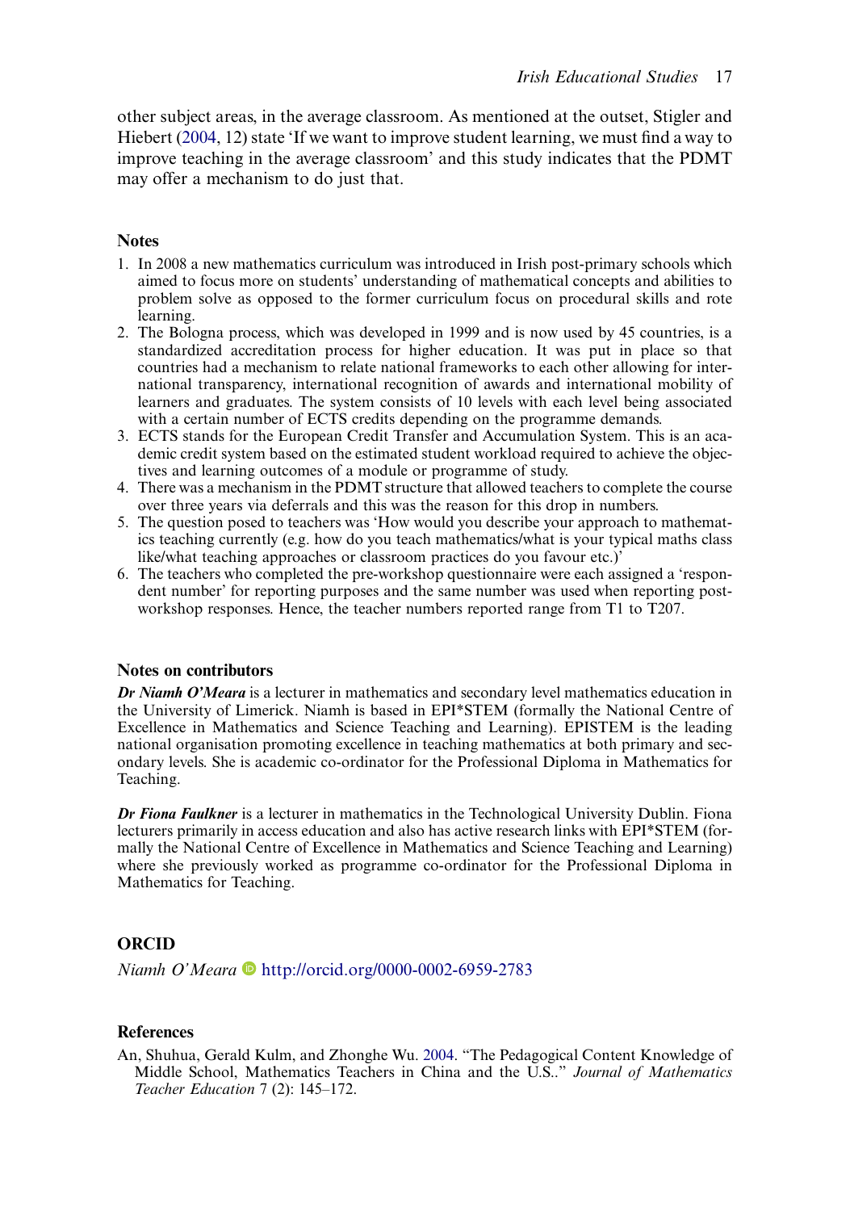other subject areas, in the average classroom. As mentioned at the outset, Stigler and Hiebert (2004, 12) state 'If we want to improve student learning, we must find a way to improve teaching in the average classroom' and this study indicates that the PDMT may offer a mechanism to do just that.

## Notes

1. In 2008 a new mathematics curriculum was introduced in Irish post-primary schools which aimed to focus more on students' understanding of mathematical concepts and abilities to problem solve as opposed to the former curriculum focus on procedural skills and rote learning.
2. The Bologna process, which was developed in 1999 and is now used by 45 countries, is a standardized accreditation process for higher education. It was put in place so that countries had a mechanism to relate national frameworks to each other allowing for international transparency, international recognition of awards and international mobility of learners and graduates. The system consists of 10 levels with each level being associated with a certain number of ECTS credits depending on the programme demands.
3. ECTS stands for the European Credit Transfer and Accumulation System. This is an academic credit system based on the estimated student workload required to achieve the objectives and learning outcomes of a module or programme of study.
4. There was a mechanism in the PDMT structure that allowed teachers to complete the course over three years via deferrals and this was the reason for this drop in numbers.
5. The question posed to teachers was 'How would you describe your approach to mathematics teaching currently (e.g. how do you teach mathematics/what is your typical maths class like/what teaching approaches or classroom practices do you favour etc.)'
6. The teachers who completed the pre-workshop questionnaire were each assigned a 'respondent number' for reporting purposes and the same number was used when reporting post-workshop responses. Hence, the teacher numbers reported range from T1 to T207.

## Notes on contributors

***Dr Niamh O'Meara*** is a lecturer in mathematics and secondary level mathematics education in the University of Limerick. Niamh is based in EPI*STEM (formally the National Centre of Excellence in Mathematics and Science Teaching and Learning). EPISTEM is the leading national organisation promoting excellence in teaching mathematics at both primary and secondary levels. She is academic co-ordinator for the Professional Diploma in Mathematics for Teaching.

***Dr Fiona Faulkner*** is a lecturer in mathematics in the Technological University Dublin. Fiona lecturers primarily in access education and also has active research links with EPI*STEM (formally the National Centre of Excellence in Mathematics and Science Teaching and Learning) where she previously worked as programme co-ordinator for the Professional Diploma in Mathematics for Teaching.

## ORCID

*Niamh O'Meara* http://orcid.org/0000-0002-6959-2783

## References

An, Shuhua, Gerald Kulm, and Zhonghe Wu. 2004. "The Pedagogical Content Knowledge of Middle School, Mathematics Teachers in China and the U.S.." *Journal of Mathematics Teacher Education* 7 (2): 145–172.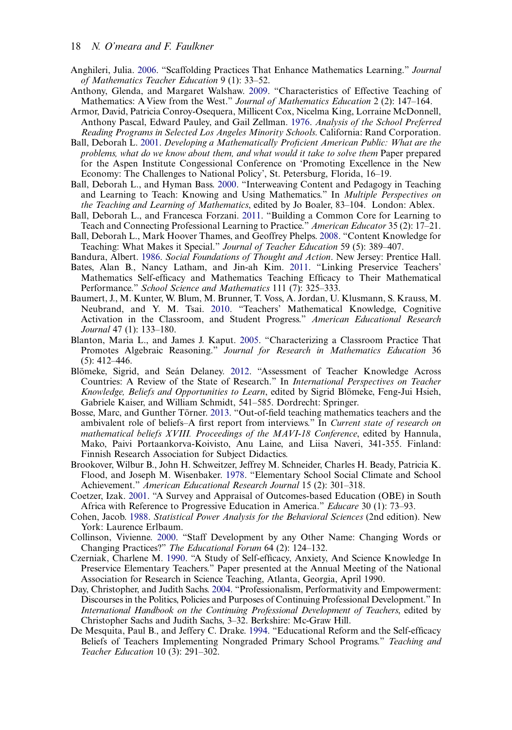Anghileri, Julia. 2006. "Scaffolding Practices That Enhance Mathematics Learning." *Journal of Mathematics Teacher Education* 9 (1): 33–52.

Anthony, Glenda, and Margaret Walshaw. 2009. "Characteristics of Effective Teaching of Mathematics: A View from the West." *Journal of Mathematics Education* 2 (2): 147–164.

Armor, David, Patricia Conroy-Osequera, Millicent Cox, Nicelma King, Lorraine McDonnell, Anthony Pascal, Edward Pauley, and Gail Zellman. 1976. *Analysis of the School Preferred Reading Programs in Selected Los Angeles Minority Schools*. California: Rand Corporation.

Ball, Deborah L. 2001. *Developing a Mathematically Proficient American Public: What are the problems, what do we know about them, and what would it take to solve them* Paper prepared for the Aspen Institute Congessional Conference on 'Promoting Excellence in the New Economy: The Challenges to National Policy', St. Petersburg, Florida, 16–19.

Ball, Deborah L., and Hyman Bass. 2000. "Interweaving Content and Pedagogy in Teaching and Learning to Teach: Knowing and Using Mathematics." In *Multiple Perspectives on the Teaching and Learning of Mathematics*, edited by Jo Boaler, 83–104. London: Ablex.

Ball, Deborah L., and Francesca Forzani. 2011. "Building a Common Core for Learning to Teach and Connecting Professional Learning to Practice." *American Educator* 35 (2): 17–21.

Ball, Deborah L., Mark Hoover Thames, and Geoffrey Phelps. 2008. "Content Knowledge for Teaching: What Makes it Special." *Journal of Teacher Education* 59 (5): 389–407.

Bandura, Albert. 1986. *Social Foundations of Thought and Action*. New Jersey: Prentice Hall.

Bates, Alan B., Nancy Latham, and Jin-ah Kim. 2011. "Linking Preservice Teachers' Mathematics Self-efficacy and Mathematics Teaching Efficacy to Their Mathematical Performance." *School Science and Mathematics* 111 (7): 325–333.

Baumert, J., M. Kunter, W. Blum, M. Brunner, T. Voss, A. Jordan, U. Klusmann, S. Krauss, M. Neubrand, and Y. M. Tsai. 2010. "Teachers' Mathematical Knowledge, Cognitive Activation in the Classroom, and Student Progress." *American Educational Research Journal* 47 (1): 133–180.

Blanton, Maria L., and James J. Kaput. 2005. "Characterizing a Classroom Practice That Promotes Algebraic Reasoning." *Journal for Research in Mathematics Education* 36 (5): 412–446.

Blömeke, Sigrid, and Seán Delaney. 2012. "Assessment of Teacher Knowledge Across Countries: A Review of the State of Research." In *International Perspectives on Teacher Knowledge, Beliefs and Opportunities to Learn*, edited by Sigrid Blömeke, Feng-Jui Hsieh, Gabriele Kaiser, and William Schmidt, 541–585. Dordrecht: Springer.

Bosse, Marc, and Gunther Törner. 2013. "Out-of-field teaching mathematics teachers and the ambivalent role of beliefs–A first report from interviews." In *Current state of research on mathematical beliefs XVIII. Proceedings of the MAVI-18 Conference*, edited by Hannula, Mako, Paivi Portaankorva-Koivisto, Anu Laine, and Liisa Naveri, 341-355. Finland: Finnish Research Association for Subject Didactics.

Brookover, Wilbur B., John H. Schweitzer, Jeffrey M. Schneider, Charles H. Beady, Patricia K. Flood, and Joseph M. Wisenbaker. 1978. "Elementary School Social Climate and School Achievement." *American Educational Research Journal* 15 (2): 301–318.

Coetzer, Izak. 2001. "A Survey and Appraisal of Outcomes-based Education (OBE) in South Africa with Reference to Progressive Education in America." *Educare* 30 (1): 73–93.

Cohen, Jacob. 1988. *Statistical Power Analysis for the Behavioral Sciences* (2nd edition). New York: Laurence Erlbaum.

Collinson, Vivienne. 2000. "Staff Development by any Other Name: Changing Words or Changing Practices?" *The Educational Forum* 64 (2): 124–132.

Czerniak, Charlene M. 1990. "A Study of Self-efficacy, Anxiety, And Science Knowledge In Preservice Elementary Teachers." Paper presented at the Annual Meeting of the National Association for Research in Science Teaching, Atlanta, Georgia, April 1990.

Day, Christopher, and Judith Sachs. 2004. "Professionalism, Performativity and Empowerment: Discourses in the Politics, Policies and Purposes of Continuing Professional Development." In *International Handbook on the Continuing Professional Development of Teachers*, edited by Christopher Sachs and Judith Sachs, 3–32. Berkshire: Mc-Graw Hill.

De Mesquita, Paul B., and Jeffery C. Drake. 1994. "Educational Reform and the Self-efficacy Beliefs of Teachers Implementing Nongraded Primary School Programs." *Teaching and Teacher Education* 10 (3): 291–302.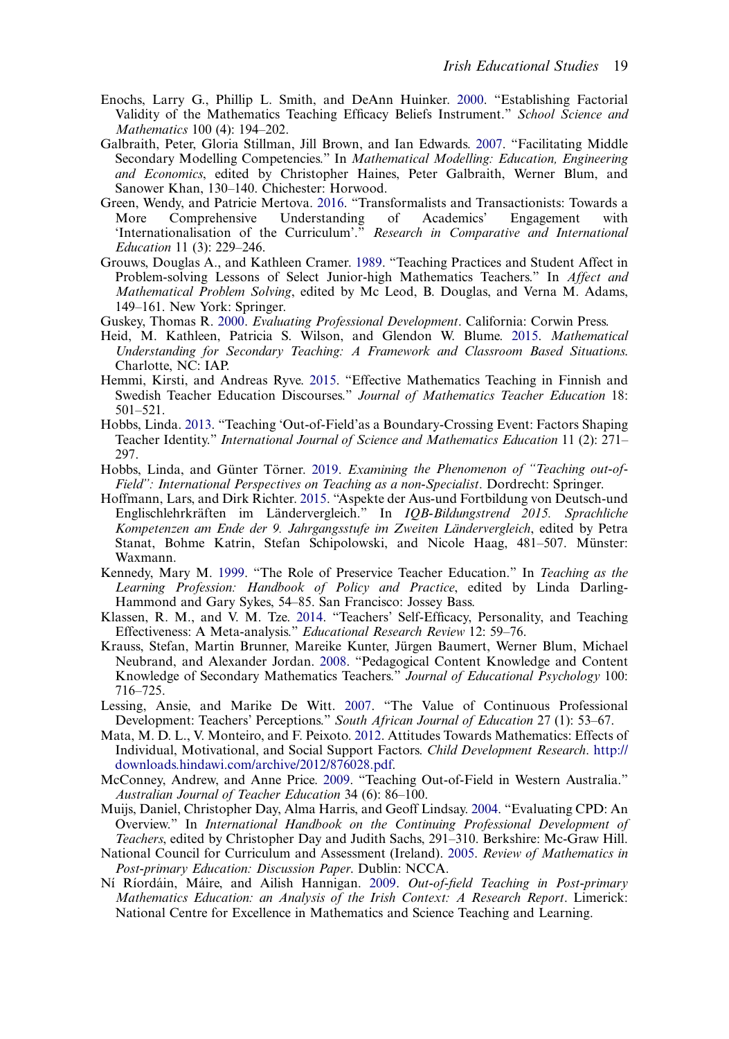Enochs, Larry G., Phillip L. Smith, and DeAnn Huinker. 2000. "Establishing Factorial Validity of the Mathematics Teaching Efficacy Beliefs Instrument." *School Science and Mathematics* 100 (4): 194–202.

Galbraith, Peter, Gloria Stillman, Jill Brown, and Ian Edwards. 2007. "Facilitating Middle Secondary Modelling Competencies." In *Mathematical Modelling: Education, Engineering and Economics*, edited by Christopher Haines, Peter Galbraith, Werner Blum, and Sanower Khan, 130–140. Chichester: Horwood.

Green, Wendy, and Patricie Mertova. 2016. "Transformalists and Transactionists: Towards a More Comprehensive Understanding of Academics' Engagement with 'Internationalisation of the Curriculum'." *Research in Comparative and International Education* 11 (3): 229–246.

Grouws, Douglas A., and Kathleen Cramer. 1989. "Teaching Practices and Student Affect in Problem-solving Lessons of Select Junior-high Mathematics Teachers." In *Affect and Mathematical Problem Solving*, edited by Mc Leod, B. Douglas, and Verna M. Adams, 149–161. New York: Springer.

Guskey, Thomas R. 2000. *Evaluating Professional Development*. California: Corwin Press.

Heid, M. Kathleen, Patricia S. Wilson, and Glendon W. Blume. 2015. *Mathematical Understanding for Secondary Teaching: A Framework and Classroom Based Situations.* Charlotte, NC: IAP.

Hemmi, Kirsti, and Andreas Ryve. 2015. "Effective Mathematics Teaching in Finnish and Swedish Teacher Education Discourses." *Journal of Mathematics Teacher Education* 18: 501–521.

Hobbs, Linda. 2013. "Teaching 'Out-of-Field'as a Boundary-Crossing Event: Factors Shaping Teacher Identity." *International Journal of Science and Mathematics Education* 11 (2): 271–297.

Hobbs, Linda, and Günter Törner. 2019. *Examining the Phenomenon of "Teaching out-of-Field": International Perspectives on Teaching as a non-Specialist*. Dordrecht: Springer.

Hoffmann, Lars, and Dirk Richter. 2015. "Aspekte der Aus-und Fortbildung von Deutsch-und Englischlehrkräften im Ländervergleich." In *IQB-Bildungstrend 2015. Sprachliche Kompetenzen am Ende der 9. Jahrgangsstufe im Zweiten Ländervergleich*, edited by Petra Stanat, Bohme Katrin, Stefan Schipolowski, and Nicole Haag, 481–507. Münster: Waxmann.

Kennedy, Mary M. 1999. "The Role of Preservice Teacher Education." In *Teaching as the Learning Profession: Handbook of Policy and Practice*, edited by Linda Darling-Hammond and Gary Sykes, 54–85. San Francisco: Jossey Bass.

Klassen, R. M., and V. M. Tze. 2014. "Teachers' Self-Efficacy, Personality, and Teaching Effectiveness: A Meta-analysis." *Educational Research Review* 12: 59–76.

Krauss, Stefan, Martin Brunner, Mareike Kunter, Jürgen Baumert, Werner Blum, Michael Neubrand, and Alexander Jordan. 2008. "Pedagogical Content Knowledge and Content Knowledge of Secondary Mathematics Teachers." *Journal of Educational Psychology* 100: 716–725.

Lessing, Ansie, and Marike De Witt. 2007. "The Value of Continuous Professional Development: Teachers' Perceptions." *South African Journal of Education* 27 (1): 53–67.

Mata, M. D. L., V. Monteiro, and F. Peixoto. 2012. Attitudes Towards Mathematics: Effects of Individual, Motivational, and Social Support Factors. *Child Development Research*. http://downloads.hindawi.com/archive/2012/876028.pdf.

McConney, Andrew, and Anne Price. 2009. "Teaching Out-of-Field in Western Australia." *Australian Journal of Teacher Education* 34 (6): 86–100.

Muijs, Daniel, Christopher Day, Alma Harris, and Geoff Lindsay. 2004. "Evaluating CPD: An Overview." In *International Handbook on the Continuing Professional Development of Teachers*, edited by Christopher Day and Judith Sachs, 291–310. Berkshire: Mc-Graw Hill.

National Council for Curriculum and Assessment (Ireland). 2005. *Review of Mathematics in Post-primary Education: Discussion Paper*. Dublin: NCCA.

Ní Ríordáin, Máire, and Ailish Hannigan. 2009. *Out-of-field Teaching in Post-primary Mathematics Education: an Analysis of the Irish Context: A Research Report*. Limerick: National Centre for Excellence in Mathematics and Science Teaching and Learning.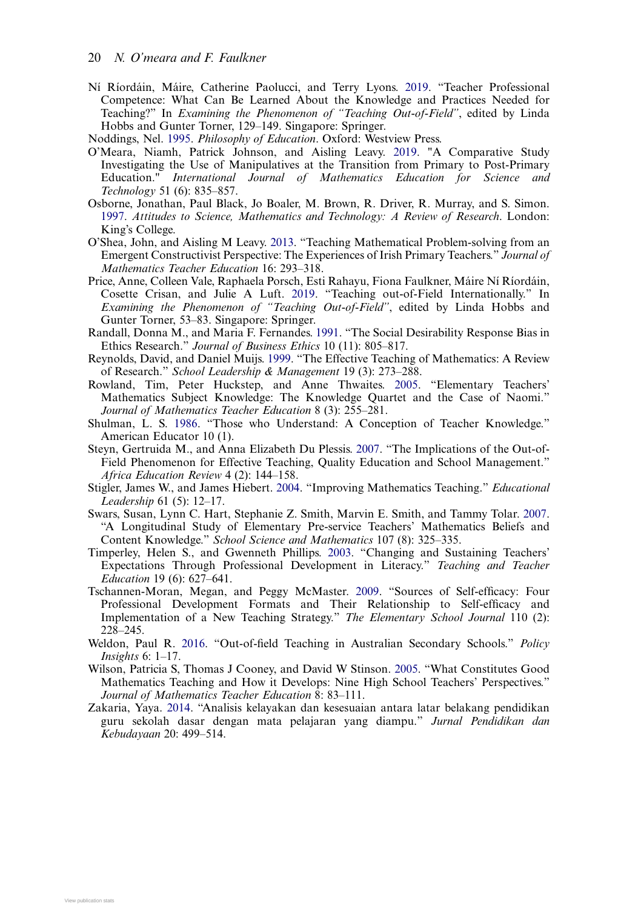Ní Ríordáin, Máire, Catherine Paolucci, and Terry Lyons. 2019. “Teacher Professional Competence: What Can Be Learned About the Knowledge and Practices Needed for Teaching?” In *Examining the Phenomenon of “Teaching Out-of-Field”*, edited by Linda Hobbs and Gunter Torner, 129–149. Singapore: Springer.

Noddings, Nel. 1995. *Philosophy of Education*. Oxford: Westview Press.

O’Meara, Niamh, Patrick Johnson, and Aisling Leavy. 2019. "A Comparative Study Investigating the Use of Manipulatives at the Transition from Primary to Post-Primary Education." *International Journal of Mathematics Education for Science and Technology* 51 (6): 835–857.

Osborne, Jonathan, Paul Black, Jo Boaler, M. Brown, R. Driver, R. Murray, and S. Simon. 1997. *Attitudes to Science, Mathematics and Technology: A Review of Research*. London: King’s College.

O’Shea, John, and Aisling M Leavy. 2013. “Teaching Mathematical Problem-solving from an Emergent Constructivist Perspective: The Experiences of Irish Primary Teachers.” *Journal of Mathematics Teacher Education* 16: 293–318.

Price, Anne, Colleen Vale, Raphaela Porsch, Esti Rahayu, Fiona Faulkner, Máire Ní Ríordáin, Cosette Crisan, and Julie A Luft. 2019. “Teaching out-of-Field Internationally.” In *Examining the Phenomenon of “Teaching Out-of-Field”*, edited by Linda Hobbs and Gunter Torner, 53–83. Singapore: Springer.

Randall, Donna M., and Maria F. Fernandes. 1991. “The Social Desirability Response Bias in Ethics Research.” *Journal of Business Ethics* 10 (11): 805–817.

Reynolds, David, and Daniel Muijs. 1999. “The Effective Teaching of Mathematics: A Review of Research.” *School Leadership & Management* 19 (3): 273–288.

Rowland, Tim, Peter Huckstep, and Anne Thwaites. 2005. “Elementary Teachers’ Mathematics Subject Knowledge: The Knowledge Quartet and the Case of Naomi.” *Journal of Mathematics Teacher Education* 8 (3): 255–281.

Shulman, L. S. 1986. “Those who Understand: A Conception of Teacher Knowledge.” American Educator 10 (1).

Steyn, Gertruida M., and Anna Elizabeth Du Plessis. 2007. “The Implications of the Out-of-Field Phenomenon for Effective Teaching, Quality Education and School Management.” *Africa Education Review* 4 (2): 144–158.

Stigler, James W., and James Hiebert. 2004. “Improving Mathematics Teaching.” *Educational Leadership* 61 (5): 12–17.

Swars, Susan, Lynn C. Hart, Stephanie Z. Smith, Marvin E. Smith, and Tammy Tolar. 2007. “A Longitudinal Study of Elementary Pre-service Teachers’ Mathematics Beliefs and Content Knowledge.” *School Science and Mathematics* 107 (8): 325–335.

Timperley, Helen S., and Gwenneth Phillips. 2003. “Changing and Sustaining Teachers’ Expectations Through Professional Development in Literacy.” *Teaching and Teacher Education* 19 (6): 627–641.

Tschannen-Moran, Megan, and Peggy McMaster. 2009. “Sources of Self-efficacy: Four Professional Development Formats and Their Relationship to Self-efficacy and Implementation of a New Teaching Strategy.” *The Elementary School Journal* 110 (2): 228–245.

Weldon, Paul R. 2016. “Out-of-field Teaching in Australian Secondary Schools.” *Policy Insights* 6: 1–17.

Wilson, Patricia S, Thomas J Cooney, and David W Stinson. 2005. “What Constitutes Good Mathematics Teaching and How it Develops: Nine High School Teachers’ Perspectives.” *Journal of Mathematics Teacher Education* 8: 83–111.

Zakaria, Yaya. 2014. “Analisis kelayakan dan kesesuaian antara latar belakang pendidikan guru sekolah dasar dengan mata pelajaran yang diampu.” *Jurnal Pendidikan dan Kebudayaan* 20: 499–514.